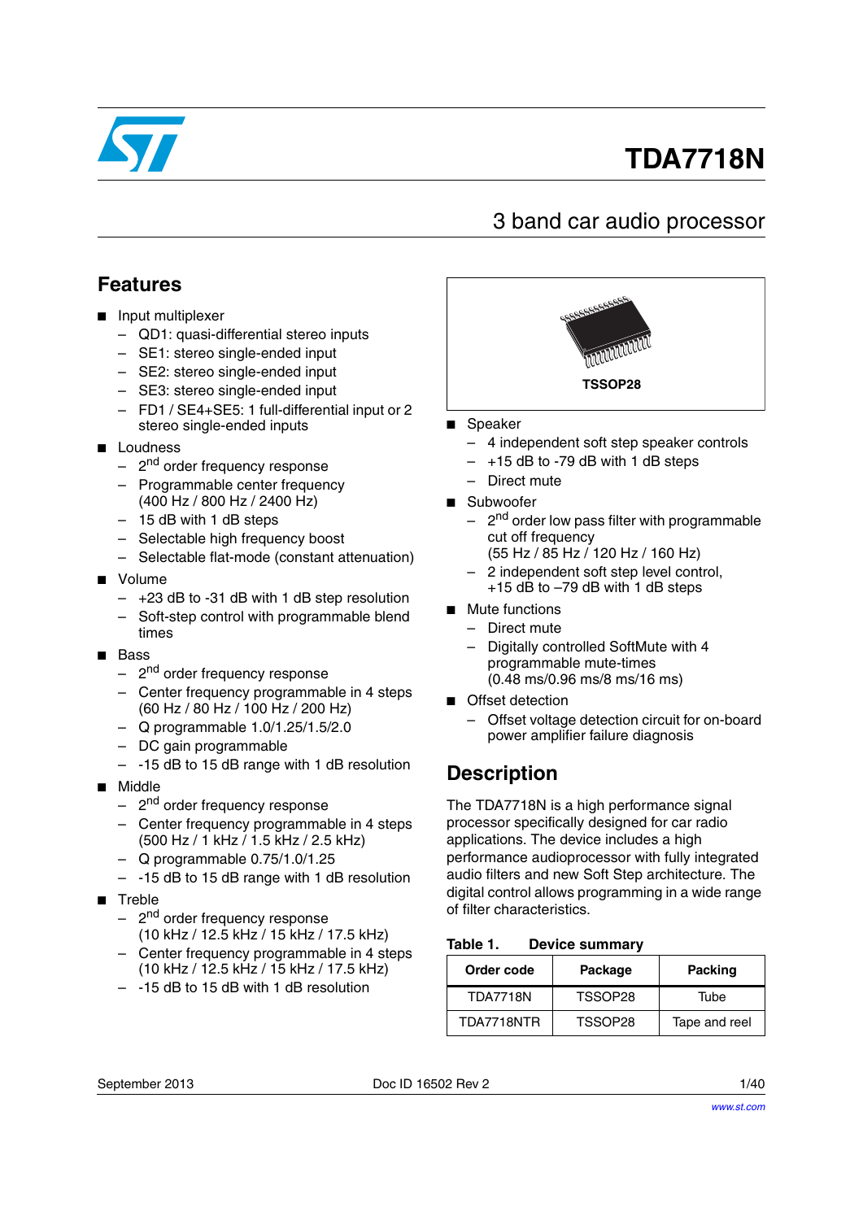# TDA7718N

## 3 band car audio processor

## Features

- Input multiplexer
  - QD1: quasi-differential stereo inputs
  - SE1: stereo single-ended input
  - SE2: stereo single-ended input
  - SE3: stereo single-ended input
  - FD1 / SE4+SE5: 1 full-differential input or 2 stereo single-ended inputs
- Loudness
  - 2nd order frequency response
  - Programmable center frequency (400 Hz / 800 Hz / 2400 Hz)
  - 15 dB with 1 dB steps
  - Selectable high frequency boost
  - Selectable flat-mode (constant attenuation)
- Volume
  - +23 dB to -31 dB with 1 dB step resolution
  - Soft-step control with programmable blend times
- Bass
  - 2nd order frequency response
  - Center frequency programmable in 4 steps (60 Hz / 80 Hz / 100 Hz / 200 Hz)
  - Q programmable 1.0/1.25/1.5/2.0
  - DC gain programmable
  - -15 dB to 15 dB range with 1 dB resolution
- Middle
  - 2nd order frequency response
  - Center frequency programmable in 4 steps (500 Hz / 1 kHz / 1.5 kHz / 2.5 kHz)
  - Q programmable 0.75/1.0/1.25
  - -15 dB to 15 dB range with 1 dB resolution
- Treble
  - 2nd order frequency response (10 kHz / 12.5 kHz / 15 kHz / 17.5 kHz)
  - Center frequency programmable in 4 steps (10 kHz / 12.5 kHz / 15 kHz / 17.5 kHz)
  - -15 dB to 15 dB with 1 dB resolution

TSSOP28

- Speaker
  - 4 independent soft step speaker controls
  - +15 dB to -79 dB with 1 dB steps
  - Direct mute
- Subwoofer
  - 2nd order low pass filter with programmable cut off frequency (55 Hz / 85 Hz / 120 Hz / 160 Hz)
  - 2 independent soft step level control, +15 dB to –79 dB with 1 dB steps
- Mute functions
  - Direct mute
  - Digitally controlled SoftMute with 4 programmable mute-times (0.48 ms/0.96 ms/8 ms/16 ms)
- Offset detection
  - Offset voltage detection circuit for on-board power amplifier failure diagnosis

## Description

The TDA7718N is a high performance signal processor specifically designed for car radio applications. The device includes a high performance audioprocessor with fully integrated audio filters and new Soft Step architecture. The digital control allows programming in a wide range of filter characteristics.

**Table 1. Device summary**

| Order code | Package | Packing |
|---|---|---|
| TDA7718N | TSSOP28 | Tube |
| TDA7718NTR | TSSOP28 | Tape and reel |

September 2013 Doc ID 16502 Rev 2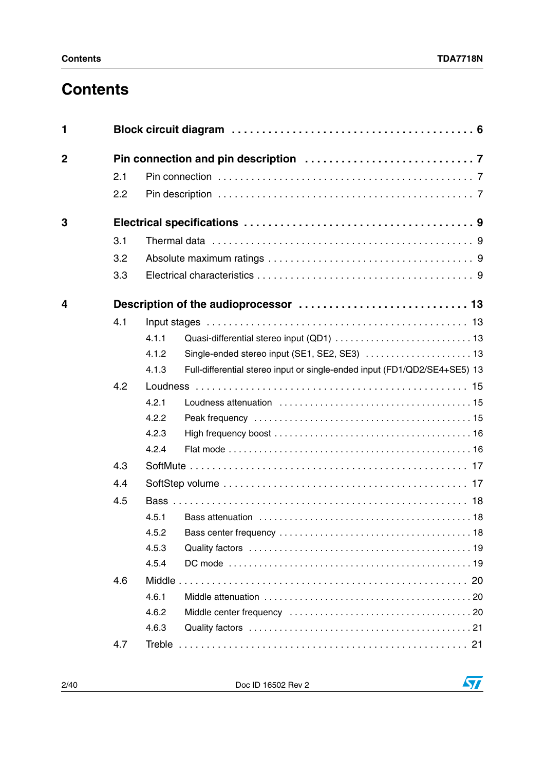# Contents

1 **Block circuit diagram** . . . . . . . . . . . . . . . . . . . . . . . . . . . . . . . . . . . . . **6**

2 **Pin connection and pin description** . . . . . . . . . . . . . . . . . . . . . . . . . . **7**

- 2.1 Pin connection . . . . . . . . . . . . . . . . . . . . . . . . . . . . . . . . . . . . . . . . . . . 7
- 2.2 Pin description . . . . . . . . . . . . . . . . . . . . . . . . . . . . . . . . . . . . . . . . . . . 7

3 **Electrical specifications** . . . . . . . . . . . . . . . . . . . . . . . . . . . . . . . . . . . **9**

- 3.1 Thermal data . . . . . . . . . . . . . . . . . . . . . . . . . . . . . . . . . . . . . . . . . . . 9
- 3.2 Absolute maximum ratings . . . . . . . . . . . . . . . . . . . . . . . . . . . . . . . . . . 9
- 3.3 Electrical characteristics . . . . . . . . . . . . . . . . . . . . . . . . . . . . . . . . . . . 9

4 **Description of the audioprocessor** . . . . . . . . . . . . . . . . . . . . . . . . . . **13**

- 4.1 Input stages . . . . . . . . . . . . . . . . . . . . . . . . . . . . . . . . . . . . . . . . . . . 13
  - 4.1.1 Quasi-differential stereo input (QD1) . . . . . . . . . . . . . . . . . . . . . . . . . . 13
  - 4.1.2 Single-ended stereo input (SE1, SE2, SE3) . . . . . . . . . . . . . . . . . . . . . 13
  - 4.1.3 Full-differential stereo input or single-ended input (FD1/QD2/SE4+SE5) 13
- 4.2 Loudness . . . . . . . . . . . . . . . . . . . . . . . . . . . . . . . . . . . . . . . . . . . . . 15
  - 4.2.1 Loudness attenuation . . . . . . . . . . . . . . . . . . . . . . . . . . . . . . . . . . . . 15
  - 4.2.2 Peak frequency . . . . . . . . . . . . . . . . . . . . . . . . . . . . . . . . . . . . . . . . 15
  - 4.2.3 High frequency boost . . . . . . . . . . . . . . . . . . . . . . . . . . . . . . . . . . . . 16
  - 4.2.4 Flat mode . . . . . . . . . . . . . . . . . . . . . . . . . . . . . . . . . . . . . . . . . . . . 16
- 4.3 SoftMute . . . . . . . . . . . . . . . . . . . . . . . . . . . . . . . . . . . . . . . . . . . . . 17
- 4.4 SoftStep volume . . . . . . . . . . . . . . . . . . . . . . . . . . . . . . . . . . . . . . . . . 17
- 4.5 Bass . . . . . . . . . . . . . . . . . . . . . . . . . . . . . . . . . . . . . . . . . . . . . . . . . 18
  - 4.5.1 Bass attenuation . . . . . . . . . . . . . . . . . . . . . . . . . . . . . . . . . . . . . . . 18
  - 4.5.2 Bass center frequency . . . . . . . . . . . . . . . . . . . . . . . . . . . . . . . . . . . 18
  - 4.5.3 Quality factors . . . . . . . . . . . . . . . . . . . . . . . . . . . . . . . . . . . . . . . . . 19
  - 4.5.4 DC mode . . . . . . . . . . . . . . . . . . . . . . . . . . . . . . . . . . . . . . . . . . . . 19
- 4.6 Middle . . . . . . . . . . . . . . . . . . . . . . . . . . . . . . . . . . . . . . . . . . . . . . . 20
  - 4.6.1 Middle attenuation . . . . . . . . . . . . . . . . . . . . . . . . . . . . . . . . . . . . . . 20
  - 4.6.2 Middle center frequency . . . . . . . . . . . . . . . . . . . . . . . . . . . . . . . . . . 20
  - 4.6.3 Quality factors . . . . . . . . . . . . . . . . . . . . . . . . . . . . . . . . . . . . . . . . . 21
- 4.7 Treble . . . . . . . . . . . . . . . . . . . . . . . . . . . . . . . . . . . . . . . . . . . . . . . 21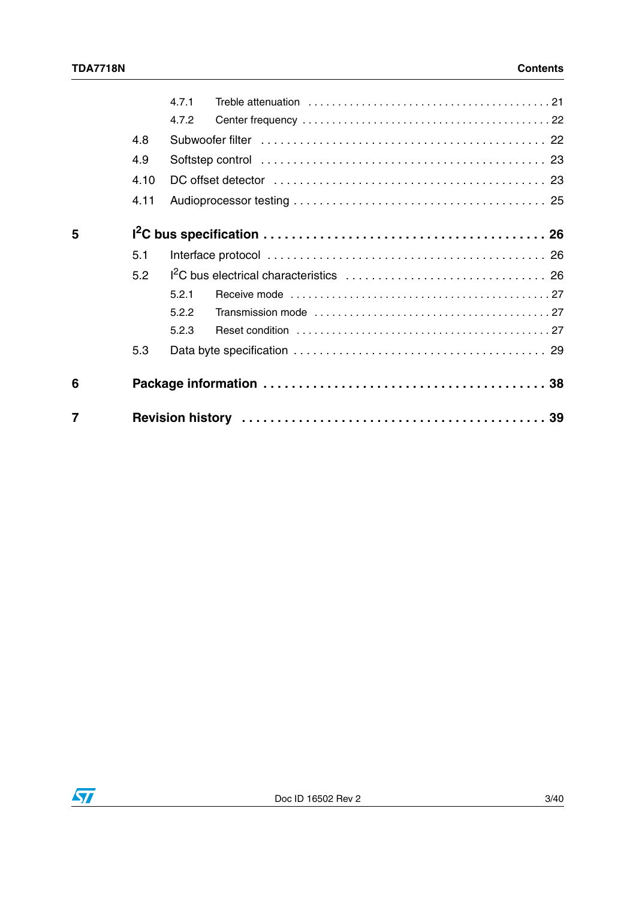| | | | |
|---|---|---|---|
| | 4.7.1 | Treble attenuation | 21 |
| | 4.7.2 | Center frequency | 22 |
| | 4.8 | Subwoofer filter | 22 |
| | 4.9 | Softstep control | 23 |
| | 4.10 | DC offset detector | 23 |
| | 4.11 | Audioprocessor testing | 25 |
| **5** | | **$I^2C$ bus specification** | **26** |
| | 5.1 | Interface protocol | 26 |
| | 5.2 | $I^2C$ bus electrical characteristics | 26 |
| | 5.2.1 | Receive mode | 27 |
| | 5.2.2 | Transmission mode | 27 |
| | 5.2.3 | Reset condition | 27 |
| | 5.3 | Data byte specification | 29 |
| **6** | | **Package information** | **38** |
| **7** | | **Revision history** | **39** |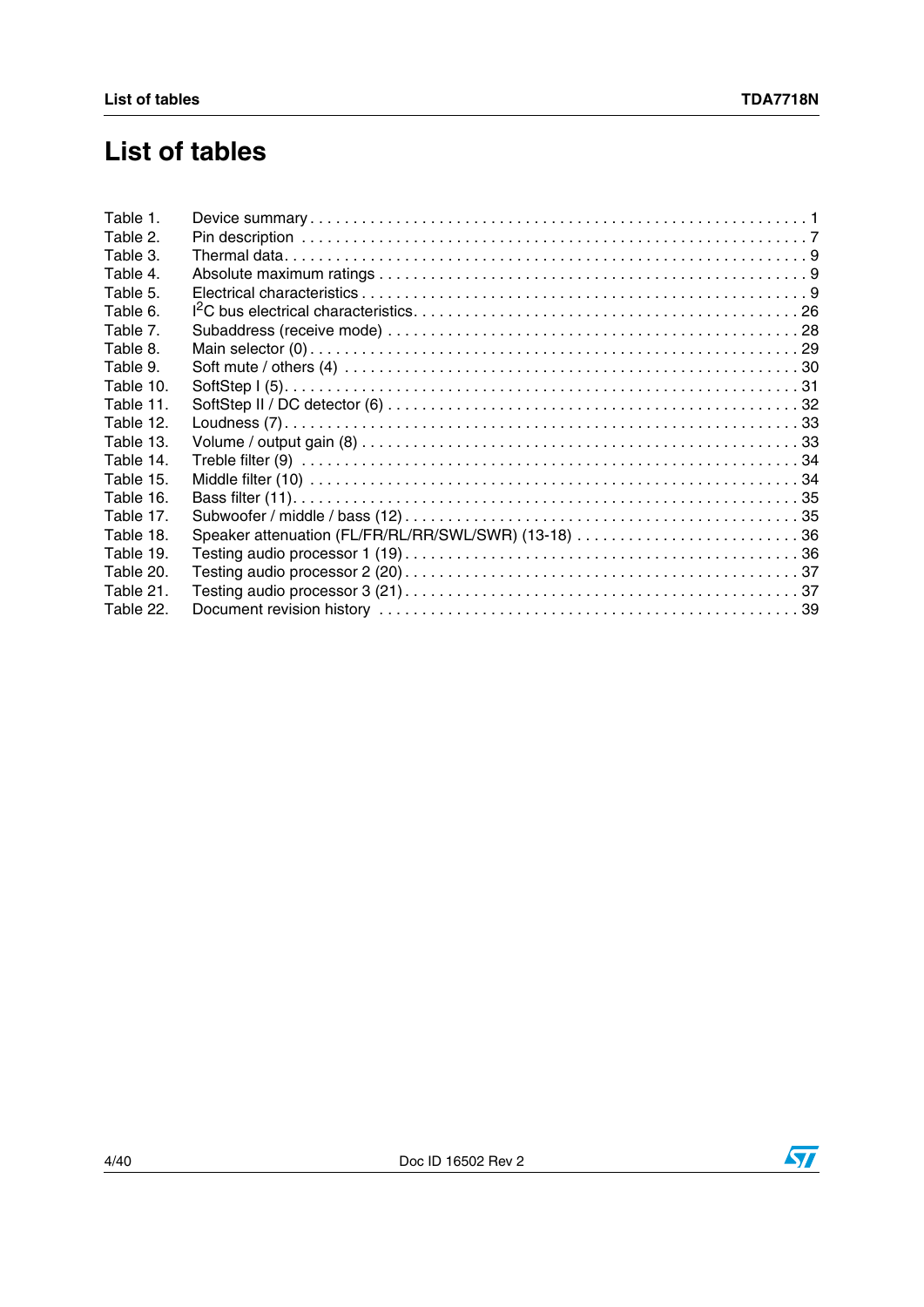# List of tables

Table 1. Device summary . . . . . . . . . . . . . . . . . . . . . . . . . . . . . . . . . . . . . . . . . . . . . . . . . . . . . . . . . . . 1
Table 2. Pin description . . . . . . . . . . . . . . . . . . . . . . . . . . . . . . . . . . . . . . . . . . . . . . . . . . . . . . . . . . . 7
Table 3. Thermal data. . . . . . . . . . . . . . . . . . . . . . . . . . . . . . . . . . . . . . . . . . . . . . . . . . . . . . . . . . . . . 9
Table 4. Absolute maximum ratings . . . . . . . . . . . . . . . . . . . . . . . . . . . . . . . . . . . . . . . . . . . . . . . . . . 9
Table 5. Electrical characteristics . . . . . . . . . . . . . . . . . . . . . . . . . . . . . . . . . . . . . . . . . . . . . . . . . . . 9
Table 6. $I^2C$ bus electrical characteristics. . . . . . . . . . . . . . . . . . . . . . . . . . . . . . . . . . . . . . . . . . . 26
Table 7. Subaddress (receive mode) . . . . . . . . . . . . . . . . . . . . . . . . . . . . . . . . . . . . . . . . . . . . . . . . 28
Table 8. Main selector (0) . . . . . . . . . . . . . . . . . . . . . . . . . . . . . . . . . . . . . . . . . . . . . . . . . . . . . . . . 29
Table 9. Soft mute / others (4) . . . . . . . . . . . . . . . . . . . . . . . . . . . . . . . . . . . . . . . . . . . . . . . . . . . . 30
Table 10. SoftStep I (5). . . . . . . . . . . . . . . . . . . . . . . . . . . . . . . . . . . . . . . . . . . . . . . . . . . . . . . . . . . 31
Table 11. SoftStep II / DC detector (6) . . . . . . . . . . . . . . . . . . . . . . . . . . . . . . . . . . . . . . . . . . . . . . . 32
Table 12. Loudness (7) . . . . . . . . . . . . . . . . . . . . . . . . . . . . . . . . . . . . . . . . . . . . . . . . . . . . . . . . . . . 33
Table 13. Volume / output gain (8) . . . . . . . . . . . . . . . . . . . . . . . . . . . . . . . . . . . . . . . . . . . . . . . . . . 33
Table 14. Treble filter (9) . . . . . . . . . . . . . . . . . . . . . . . . . . . . . . . . . . . . . . . . . . . . . . . . . . . . . . . . . 34
Table 15. Middle filter (10) . . . . . . . . . . . . . . . . . . . . . . . . . . . . . . . . . . . . . . . . . . . . . . . . . . . . . . . . 34
Table 16. Bass filter (11). . . . . . . . . . . . . . . . . . . . . . . . . . . . . . . . . . . . . . . . . . . . . . . . . . . . . . . . . . 35
Table 17. Subwoofer / middle / bass (12) . . . . . . . . . . . . . . . . . . . . . . . . . . . . . . . . . . . . . . . . . . . . . 35
Table 18. Speaker attenuation (FL/FR/RL/RR/SWL/SWR) (13-18) . . . . . . . . . . . . . . . . . . . . . . . . . . 36
Table 19. Testing audio processor 1 (19) . . . . . . . . . . . . . . . . . . . . . . . . . . . . . . . . . . . . . . . . . . . . . 36
Table 20. Testing audio processor 2 (20) . . . . . . . . . . . . . . . . . . . . . . . . . . . . . . . . . . . . . . . . . . . . . 37
Table 21. Testing audio processor 3 (21) . . . . . . . . . . . . . . . . . . . . . . . . . . . . . . . . . . . . . . . . . . . . . 37
Table 22. Document revision history . . . . . . . . . . . . . . . . . . . . . . . . . . . . . . . . . . . . . . . . . . . . . . . . 39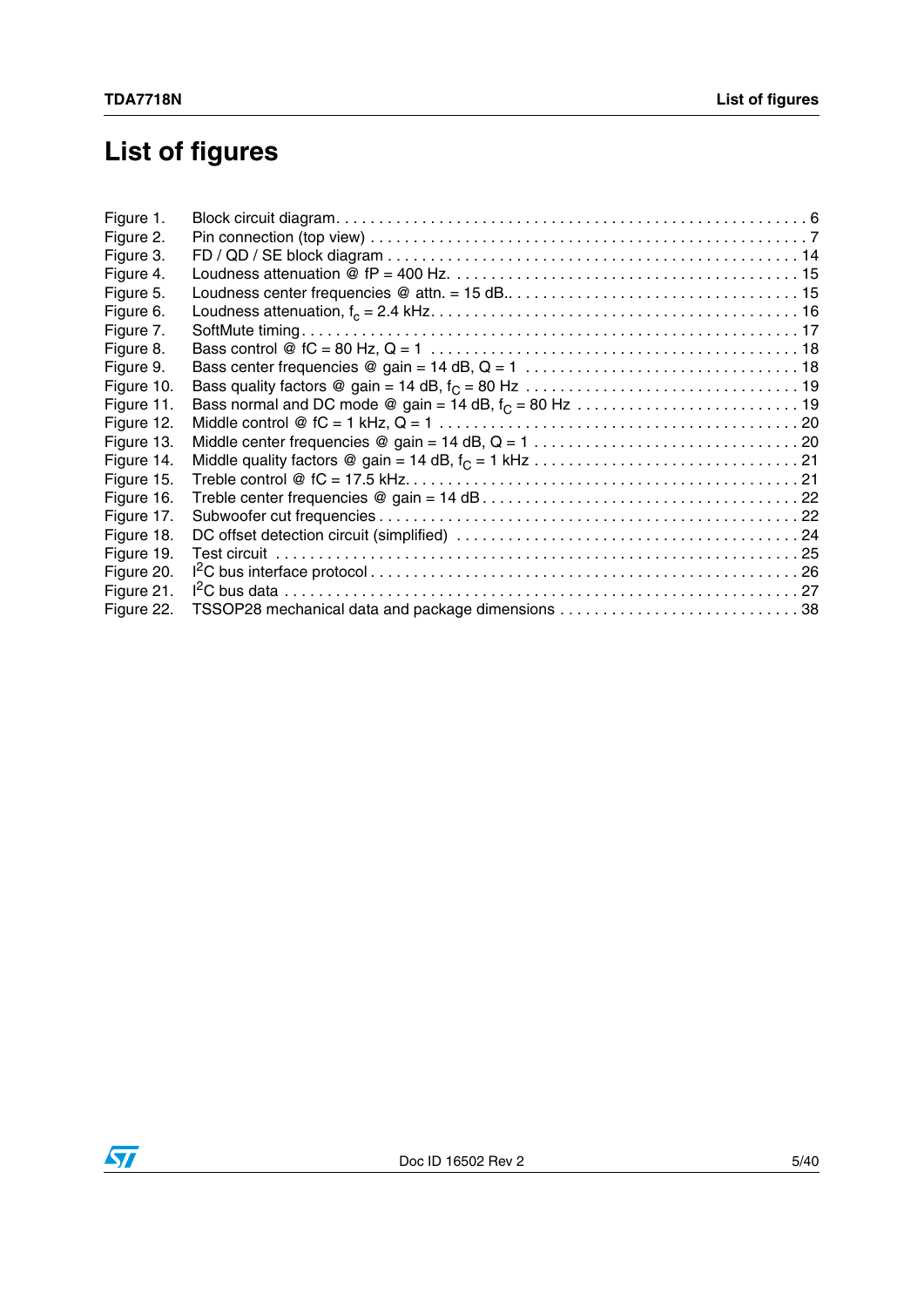# List of figures

- Figure 1. Block circuit diagram . . . . . 6
- Figure 2. Pin connection (top view) . . . . . 7
- Figure 3. FD / QD / SE block diagram . . . . . 14
- Figure 4. Loudness attenuation @ fP = 400 Hz. . . . . . 15
- Figure 5. Loudness center frequencies @ attn. = 15 dB. . . . . . 15
- Figure 6. Loudness attenuation, $f_c$ = 2.4 kHz. . . . . . 16
- Figure 7. SoftMute timing . . . . . 17
- Figure 8. Bass control @ fC = 80 Hz, Q = 1 . . . . . 18
- Figure 9. Bass center frequencies @ gain = 14 dB, Q = 1 . . . . . 18
- Figure 10. Bass quality factors @ gain = 14 dB, $f_C$ = 80 Hz . . . . . 19
- Figure 11. Bass normal and DC mode @ gain = 14 dB, $f_C$ = 80 Hz . . . . . 19
- Figure 12. Middle control @ fC = 1 kHz, Q = 1 . . . . . 20
- Figure 13. Middle center frequencies @ gain = 14 dB, Q = 1 . . . . . 20
- Figure 14. Middle quality factors @ gain = 14 dB, $f_C$ = 1 kHz . . . . . 21
- Figure 15. Treble control @ fC = 17.5 kHz. . . . . . 21
- Figure 16. Treble center frequencies @ gain = 14 dB . . . . . 22
- Figure 17. Subwoofer cut frequencies . . . . . 22
- Figure 18. DC offset detection circuit (simplified) . . . . . 24
- Figure 19. Test circuit . . . . . 25
- Figure 20. $I^2C$ bus interface protocol . . . . . 26
- Figure 21. $I^2C$ bus data . . . . . 27
- Figure 22. TSSOP28 mechanical data and package dimensions . . . . . 38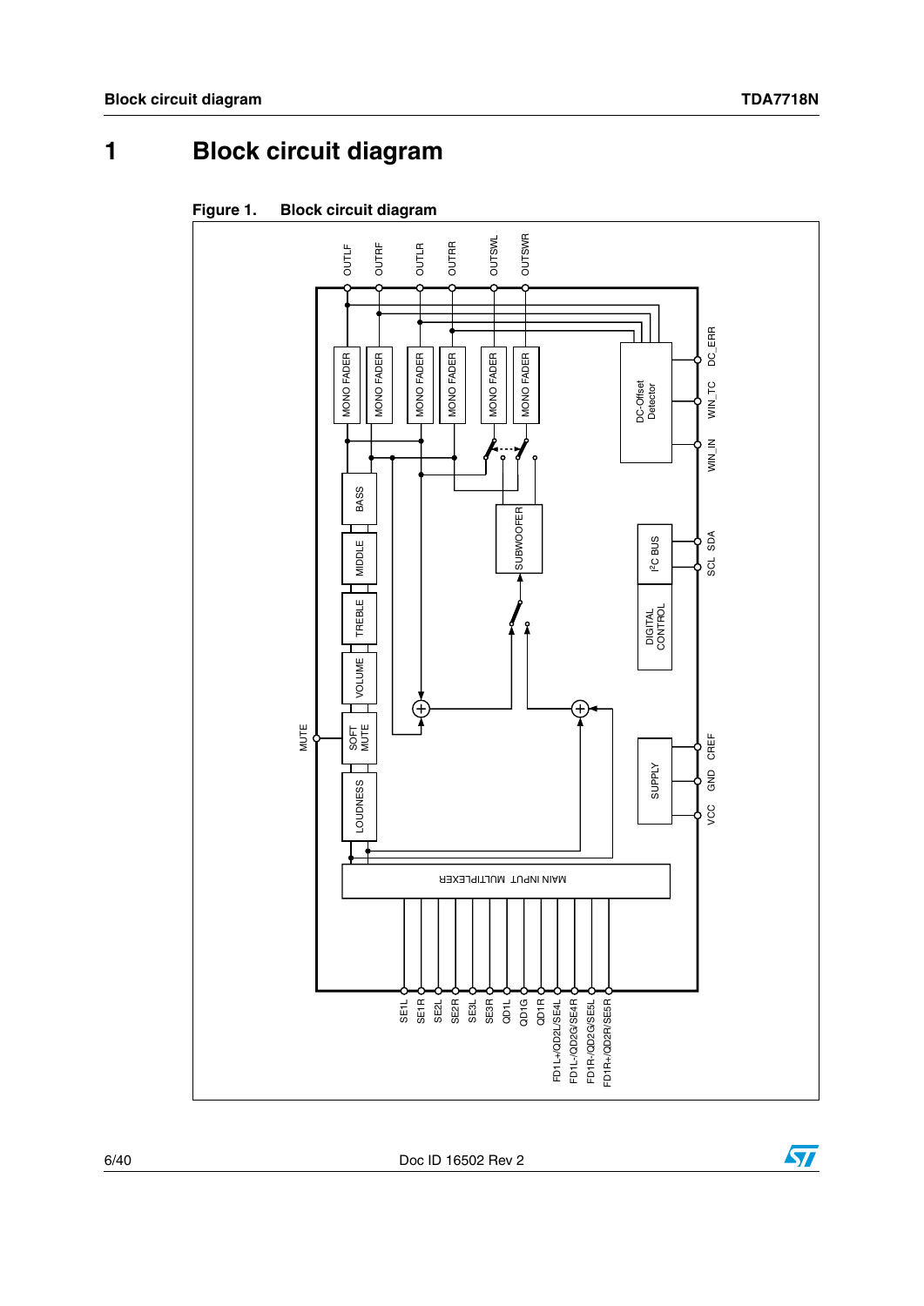# 1 Block circuit diagram

**Figure 1. Block circuit diagram**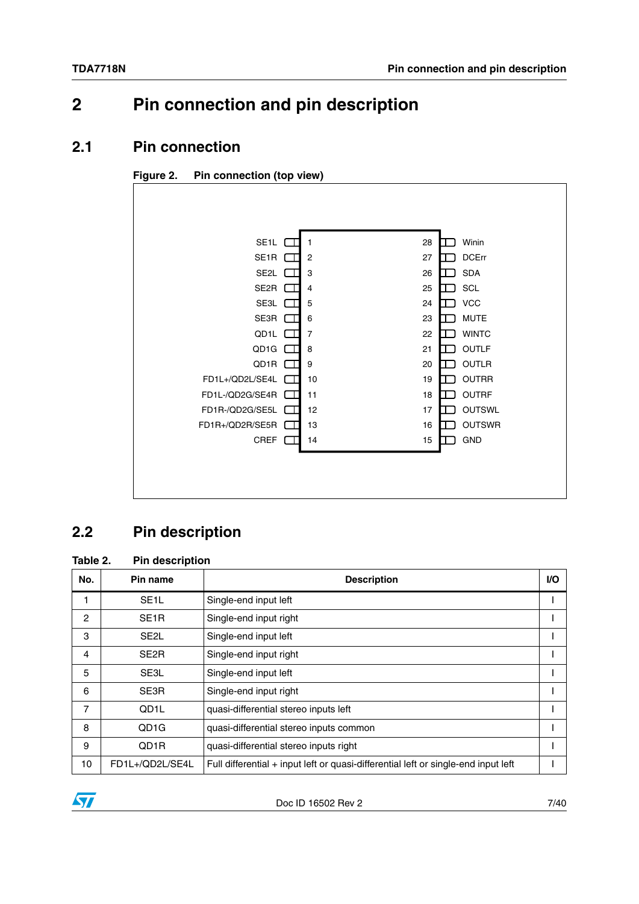# 2 Pin connection and pin description

## 2.1 Pin connection

**Figure 2. Pin connection (top view)**

| Pin name | No. | No. | Pin name |
|---|---|---|---|
| SE1L | 1 | 28 | Winin |
| SE1R | 2 | 27 | DCErr |
| SE2L | 3 | 26 | SDA |
| SE2R | 4 | 25 | SCL |
| SE3L | 5 | 24 | VCC |
| SE3R | 6 | 23 | MUTE |
| QD1L | 7 | 22 | WINTC |
| QD1G | 8 | 21 | OUTLF |
| QD1R | 9 | 20 | OUTLR |
| FD1L+/QD2L/SE4L | 10 | 19 | OUTRR |
| FD1L-/QD2G/SE4R | 11 | 18 | OUTRF |
| FD1R-/QD2G/SE5L | 12 | 17 | OUTSWL |
| FD1R+/QD2R/SE5R | 13 | 16 | OUTSWR |
| CREF | 14 | 15 | GND |

## 2.2 Pin description

**Table 2. Pin description**

| No. | Pin name | Description | I/O |
|---|---|---|---|
| 1 | SE1L | Single-end input left | I |
| 2 | SE1R | Single-end input right | I |
| 3 | SE2L | Single-end input left | I |
| 4 | SE2R | Single-end input right | I |
| 5 | SE3L | Single-end input left | I |
| 6 | SE3R | Single-end input right | I |
| 7 | QD1L | quasi-differential stereo inputs left | I |
| 8 | QD1G | quasi-differential stereo inputs common | I |
| 9 | QD1R | quasi-differential stereo inputs right | I |
| 10 | FD1L+/QD2L/SE4L | Full differential + input left or quasi-differential left or single-end input left | I |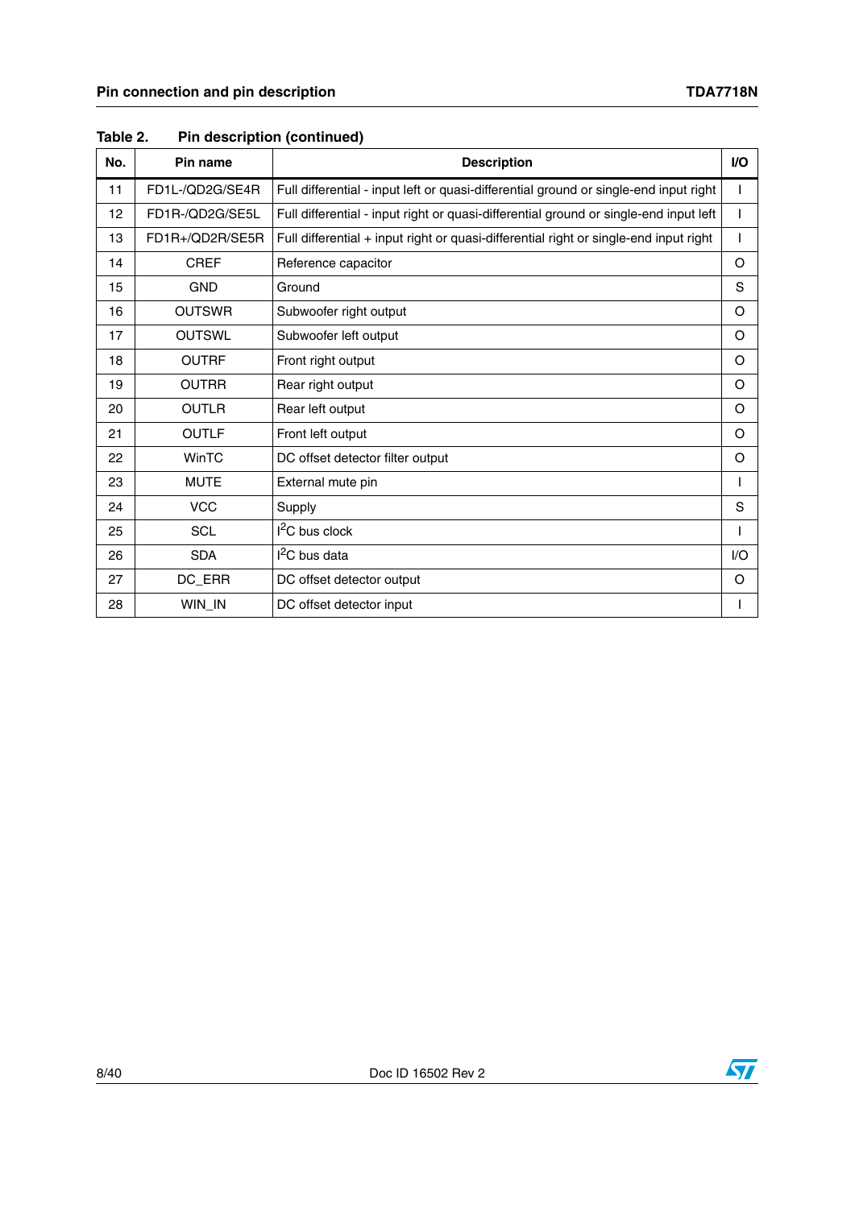Table 2. Pin description (continued)

| No. | Pin name | Description | I/O |
|---|---|---|---|
| 11 | FD1L-/QD2G/SE4R | Full differential - input left or quasi-differential ground or single-end input right | I |
| 12 | FD1R-/QD2G/SE5L | Full differential - input right or quasi-differential ground or single-end input left | I |
| 13 | FD1R+/QD2R/SE5R | Full differential + input right or quasi-differential right or single-end input right | I |
| 14 | CREF | Reference capacitor | O |
| 15 | GND | Ground | S |
| 16 | OUTSWR | Subwoofer right output | O |
| 17 | OUTSWL | Subwoofer left output | O |
| 18 | OUTRF | Front right output | O |
| 19 | OUTRR | Rear right output | O |
| 20 | OUTLR | Rear left output | O |
| 21 | OUTLF | Front left output | O |
| 22 | WinTC | DC offset detector filter output | O |
| 23 | MUTE | External mute pin | I |
| 24 | VCC | Supply | S |
| 25 | SCL | $I^2C$ bus clock | I |
| 26 | SDA | $I^2C$ bus data | I/O |
| 27 | DC_ERR | DC offset detector output | O |
| 28 | WIN_IN | DC offset detector input | I |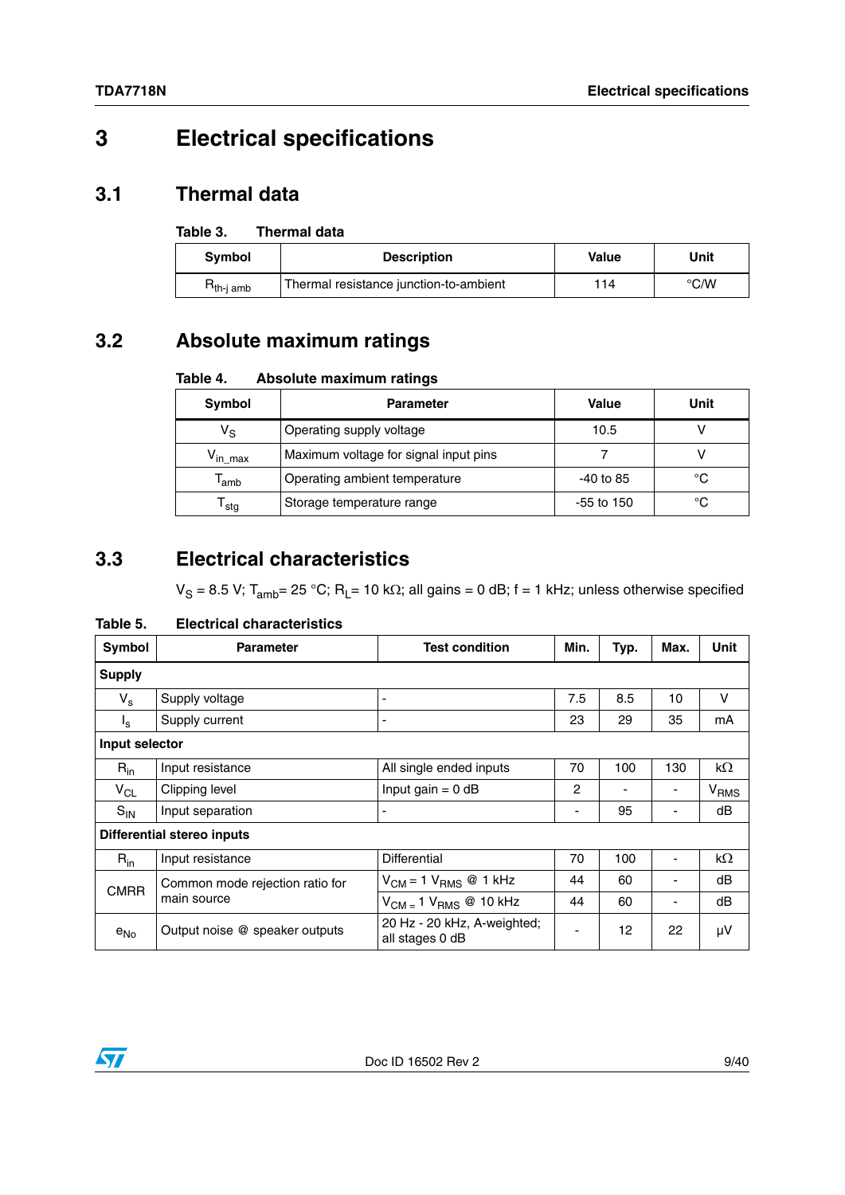# 3 Electrical specifications

## 3.1 Thermal data

**Table 3. Thermal data**

| Symbol | Description | Value | Unit |
|---|---|---|---|
| $R_{th\text{-}j\ amb}$ | Thermal resistance junction-to-ambient | 114 | °C/W |

## 3.2 Absolute maximum ratings

**Table 4. Absolute maximum ratings**

| Symbol | Parameter | Value | Unit |
|---|---|---|---|
| $V_S$ | Operating supply voltage | 10.5 | V |
| $V_{in\_max}$ | Maximum voltage for signal input pins | 7 | V |
| $T_{amb}$ | Operating ambient temperature | -40 to 85 | °C |
| $T_{stg}$ | Storage temperature range | -55 to 150 | °C |

## 3.3 Electrical characteristics

$V_S$ = 8.5 V; $T_{amb}$= 25 °C; $R_L$= 10 kΩ; all gains = 0 dB; f = 1 kHz; unless otherwise specified

**Table 5. Electrical characteristics**

| Symbol | Parameter | Test condition | Min. | Typ. | Max. | Unit |
|---|---|---|---|---|---|---|
| **Supply** | | | | | | |
| $V_s$ | Supply voltage | - | 7.5 | 8.5 | 10 | V |
| $I_s$ | Supply current | - | 23 | 29 | 35 | mA |
| **Input selector** | | | | | | |
| $R_{in}$ | Input resistance | All single ended inputs | 70 | 100 | 130 | kΩ |
| $V_{CL}$ | Clipping level | Input gain = 0 dB | 2 | - | - | $V_{RMS}$ |
| $S_{IN}$ | Input separation | - | - | 95 | - | dB |
| **Differential stereo inputs** | | | | | | |
| $R_{in}$ | Input resistance | Differential | 70 | 100 | - | kΩ |
| CMRR | Common mode rejection ratio for main source | $V_{CM}$ = 1 $V_{RMS}$ @ 1 kHz | 44 | 60 | - | dB |
| | | $V_{CM}$ = 1 $V_{RMS}$ @ 10 kHz | 44 | 60 | - | dB |
| $e_{No}$ | Output noise @ speaker outputs | 20 Hz - 20 kHz, A-weighted; all stages 0 dB | - | 12 | 22 | µV |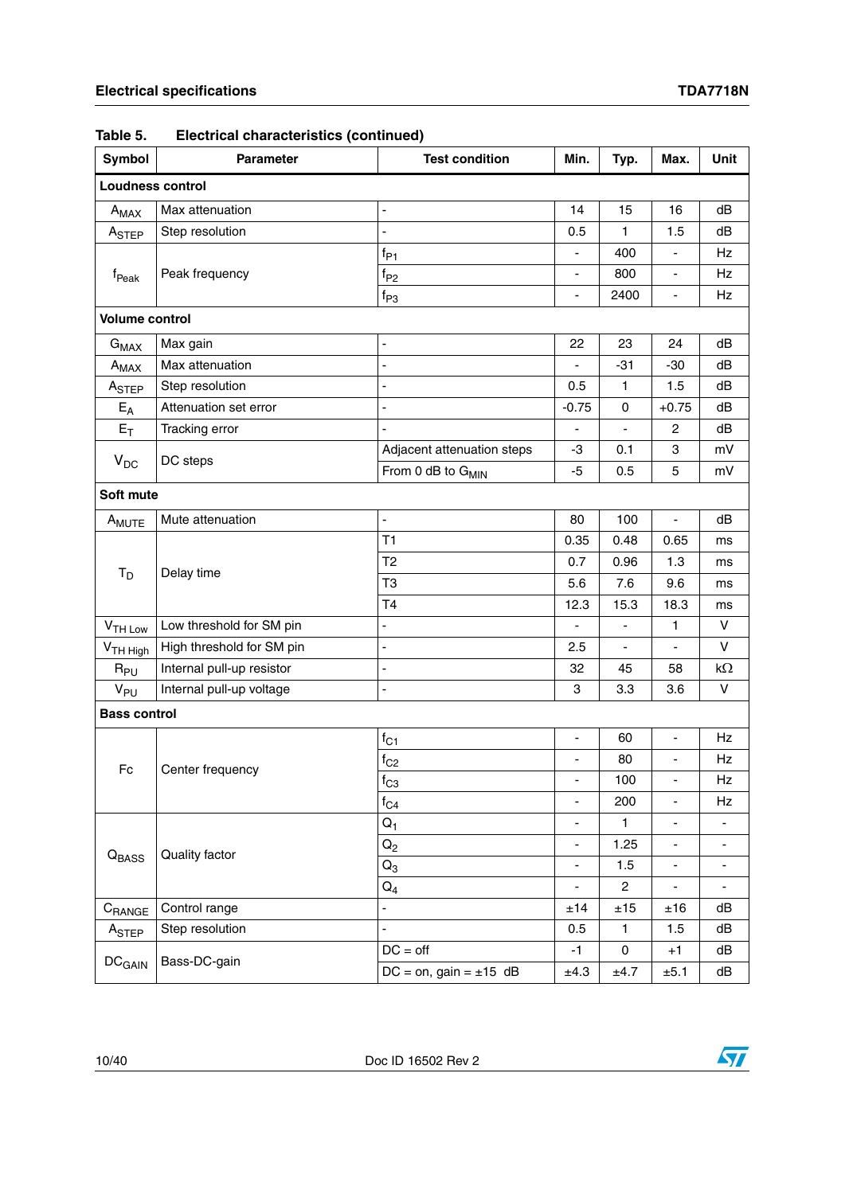Table 5. Electrical characteristics (continued)

| Symbol | Parameter | Test condition | Min. | Typ. | Max. | Unit |
|---|---|---|---|---|---|---|
| **Loudness control** | | | | | | |
| $A_{MAX}$ | Max attenuation | - | 14 | 15 | 16 | dB |
| $A_{STEP}$ | Step resolution | - | 0.5 | 1 | 1.5 | dB |
| $f_{Peak}$ | Peak frequency | $f_{P1}$ | - | 400 | - | Hz |
| | | $f_{P2}$ | - | 800 | - | Hz |
| | | $f_{P3}$ | - | 2400 | - | Hz |
| **Volume control** | | | | | | |
| $G_{MAX}$ | Max gain | - | 22 | 23 | 24 | dB |
| $A_{MAX}$ | Max attenuation | - | - | -31 | -30 | dB |
| $A_{STEP}$ | Step resolution | - | 0.5 | 1 | 1.5 | dB |
| $E_A$ | Attenuation set error | - | -0.75 | 0 | +0.75 | dB |
| $E_T$ | Tracking error | - | - | - | 2 | dB |
| $V_{DC}$ | DC steps | Adjacent attenuation steps | -3 | 0.1 | 3 | mV |
| | | From 0 dB to $G_{MIN}$ | -5 | 0.5 | 5 | mV |
| **Soft mute** | | | | | | |
| $A_{MUTE}$ | Mute attenuation | - | 80 | 100 | - | dB |
| $T_D$ | Delay time | T1 | 0.35 | 0.48 | 0.65 | ms |
| | | T2 | 0.7 | 0.96 | 1.3 | ms |
| | | T3 | 5.6 | 7.6 | 9.6 | ms |
| | | T4 | 12.3 | 15.3 | 18.3 | ms |
| $V_{TH\ Low}$ | Low threshold for SM pin | - | - | - | 1 | V |
| $V_{TH\ High}$ | High threshold for SM pin | - | 2.5 | - | - | V |
| $R_{PU}$ | Internal pull-up resistor | - | 32 | 45 | 58 | kΩ |
| $V_{PU}$ | Internal pull-up voltage | - | 3 | 3.3 | 3.6 | V |
| **Bass control** | | | | | | |
| Fc | Center frequency | $f_{C1}$ | - | 60 | - | Hz |
| | | $f_{C2}$ | - | 80 | - | Hz |
| | | $f_{C3}$ | - | 100 | - | Hz |
| | | $f_{C4}$ | - | 200 | - | Hz |
| $Q_{BASS}$ | Quality factor | $Q_1$ | - | 1 | - | - |
| | | $Q_2$ | - | 1.25 | - | - |
| | | $Q_3$ | - | 1.5 | - | - |
| | | $Q_4$ | - | 2 | - | - |
| $C_{RANGE}$ | Control range | - | ±14 | ±15 | ±16 | dB |
| $A_{STEP}$ | Step resolution | - | 0.5 | 1 | 1.5 | dB |
| $DC_{GAIN}$ | Bass-DC-gain | DC = off | -1 | 0 | +1 | dB |
| | | DC = on, gain = ±15 dB | ±4.3 | ±4.7 | ±5.1 | dB |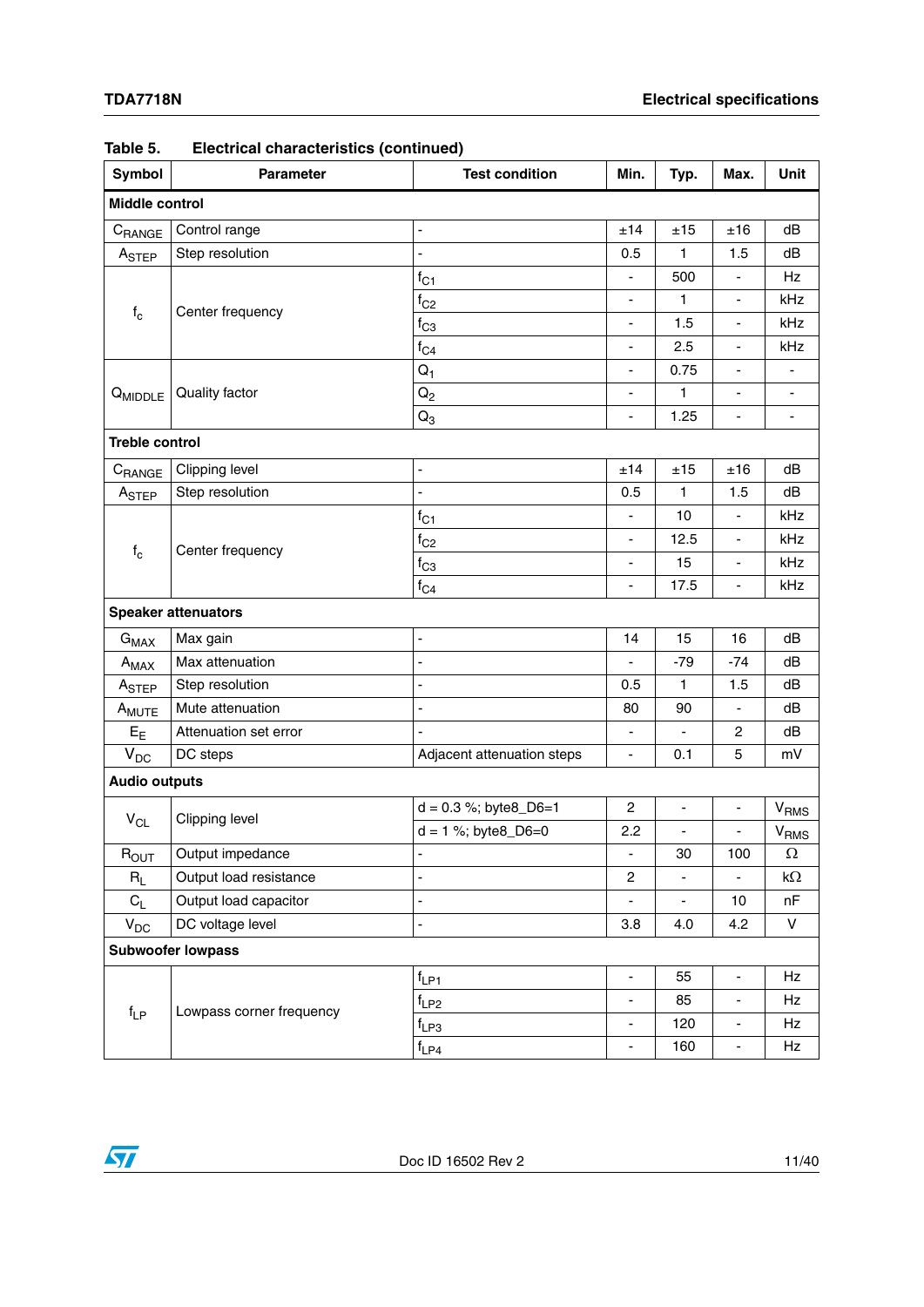**Table 5. Electrical characteristics (continued)**

| Symbol | Parameter | Test condition | Min. | Typ. | Max. | Unit |
|---|---|---|---|---|---|---|
| **Middle control** | | | | | | |
| $C_{RANGE}$ | Control range | - | ±14 | ±15 | ±16 | dB |
| $A_{STEP}$ | Step resolution | - | 0.5 | 1 | 1.5 | dB |
| $f_c$ | Center frequency | $f_{C1}$ | - | 500 | - | Hz |
| | | $f_{C2}$ | - | 1 | - | kHz |
| | | $f_{C3}$ | - | 1.5 | - | kHz |
| | | $f_{C4}$ | - | 2.5 | - | kHz |
| $Q_{MIDDLE}$ | Quality factor | $Q_1$ | - | 0.75 | - | - |
| | | $Q_2$ | - | 1 | - | - |
| | | $Q_3$ | - | 1.25 | - | - |
| **Treble control** | | | | | | |
| $C_{RANGE}$ | Clipping level | - | ±14 | ±15 | ±16 | dB |
| $A_{STEP}$ | Step resolution | - | 0.5 | 1 | 1.5 | dB |
| $f_c$ | Center frequency | $f_{C1}$ | - | 10 | - | kHz |
| | | $f_{C2}$ | - | 12.5 | - | kHz |
| | | $f_{C3}$ | - | 15 | - | kHz |
| | | $f_{C4}$ | - | 17.5 | - | kHz |
| **Speaker attenuators** | | | | | | |
| $G_{MAX}$ | Max gain | - | 14 | 15 | 16 | dB |
| $A_{MAX}$ | Max attenuation | - | - | -79 | -74 | dB |
| $A_{STEP}$ | Step resolution | - | 0.5 | 1 | 1.5 | dB |
| $A_{MUTE}$ | Mute attenuation | - | 80 | 90 | - | dB |
| $E_E$ | Attenuation set error | - | - | - | 2 | dB |
| $V_{DC}$ | DC steps | Adjacent attenuation steps | - | 0.1 | 5 | mV |
| **Audio outputs** | | | | | | |
| $V_{CL}$ | Clipping level | d = 0.3 %; byte8_D6=1 | 2 | - | - | $V_{RMS}$ |
| | | d = 1 %; byte8_D6=0 | 2.2 | - | - | $V_{RMS}$ |
| $R_{OUT}$ | Output impedance | - | - | 30 | 100 | Ω |
| $R_L$ | Output load resistance | - | 2 | - | - | kΩ |
| $C_L$ | Output load capacitor | - | - | - | 10 | nF |
| $V_{DC}$ | DC voltage level | - | 3.8 | 4.0 | 4.2 | V |
| **Subwoofer lowpass** | | | | | | |
| $f_{LP}$ | Lowpass corner frequency | $f_{LP1}$ | - | 55 | - | Hz |
| | | $f_{LP2}$ | - | 85 | - | Hz |
| | | $f_{LP3}$ | - | 120 | - | Hz |
| | | $f_{LP4}$ | - | 160 | - | Hz |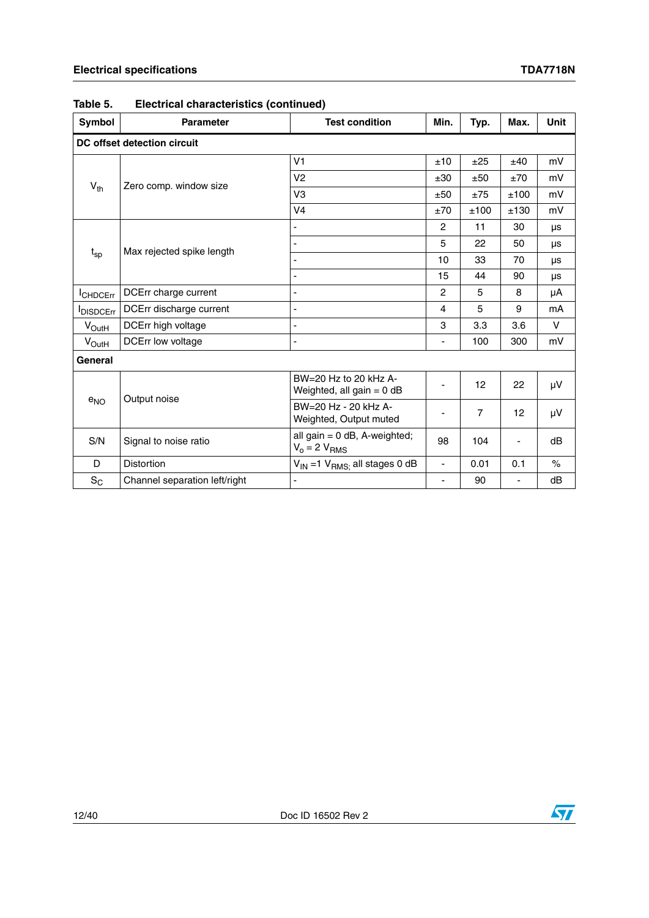**Table 5. Electrical characteristics (continued)**

| Symbol | Parameter | Test condition | Min. | Typ. | Max. | Unit |
|---|---|---|---|---|---|---|
| **DC offset detection circuit** | | | | | | |
| $V_{th}$ | Zero comp. window size | V1 | ±10 | ±25 | ±40 | mV |
| | | V2 | ±30 | ±50 | ±70 | mV |
| | | V3 | ±50 | ±75 | ±100 | mV |
| | | V4 | ±70 | ±100 | ±130 | mV |
| $t_{sp}$ | Max rejected spike length | - | 2 | 11 | 30 | µs |
| | | - | 5 | 22 | 50 | µs |
| | | - | 10 | 33 | 70 | µs |
| | | - | 15 | 44 | 90 | µs |
| $I_{CHDCErr}$ | DCErr charge current | - | 2 | 5 | 8 | µA |
| $I_{DISDCErr}$ | DCErr discharge current | - | 4 | 5 | 9 | mA |
| $V_{OutH}$ | DCErr high voltage | - | 3 | 3.3 | 3.6 | V |
| $V_{OutH}$ | DCErr low voltage | - | - | 100 | 300 | mV |
| **General** | | | | | | |
| $e_{NO}$ | Output noise | BW=20 Hz to 20 kHz A-Weighted, all gain = 0 dB | - | 12 | 22 | µV |
| | | BW=20 Hz - 20 kHz A-Weighted, Output muted | - | 7 | 12 | µV |
| S/N | Signal to noise ratio | all gain = 0 dB, A-weighted; $V_o$ = 2 $V_{RMS}$ | 98 | 104 | - | dB |
| D | Distortion | $V_{IN}$ =1 $V_{RMS;}$ all stages 0 dB | - | 0.01 | 0.1 | % |
| $S_C$ | Channel separation left/right | - | - | 90 | - | dB |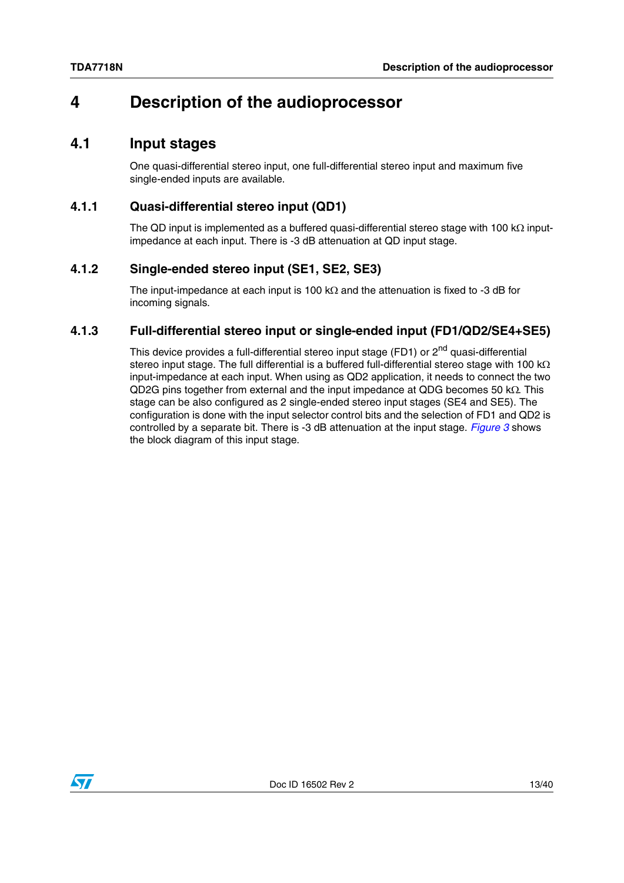# 4 Description of the audioprocessor

## 4.1 Input stages

One quasi-differential stereo input, one full-differential stereo input and maximum five single-ended inputs are available.

### 4.1.1 Quasi-differential stereo input (QD1)

The QD input is implemented as a buffered quasi-differential stereo stage with 100 kΩ input-impedance at each input. There is -3 dB attenuation at QD input stage.

### 4.1.2 Single-ended stereo input (SE1, SE2, SE3)

The input-impedance at each input is 100 kΩ and the attenuation is fixed to -3 dB for incoming signals.

### 4.1.3 Full-differential stereo input or single-ended input (FD1/QD2/SE4+SE5)

This device provides a full-differential stereo input stage (FD1) or 2$^{nd}$ quasi-differential stereo input stage. The full differential is a buffered full-differential stereo stage with 100 kΩ input-impedance at each input. When using as QD2 application, it needs to connect the two QD2G pins together from external and the input impedance at QDG becomes 50 kΩ. This stage can be also configured as 2 single-ended stereo input stages (SE4 and SE5). The configuration is done with the input selector control bits and the selection of FD1 and QD2 is controlled by a separate bit. There is -3 dB attenuation at the input stage. *Figure 3* shows the block diagram of this input stage.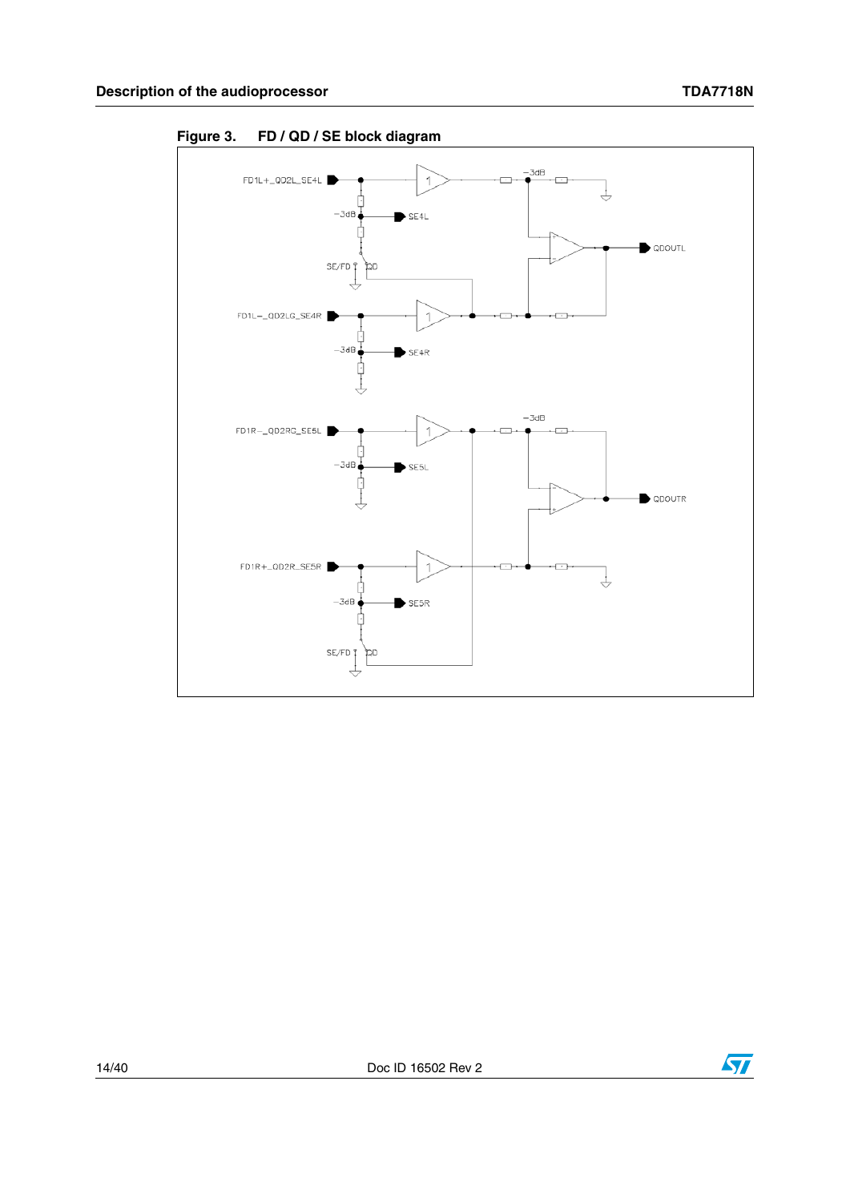**Figure 3. FD / QD / SE block diagram**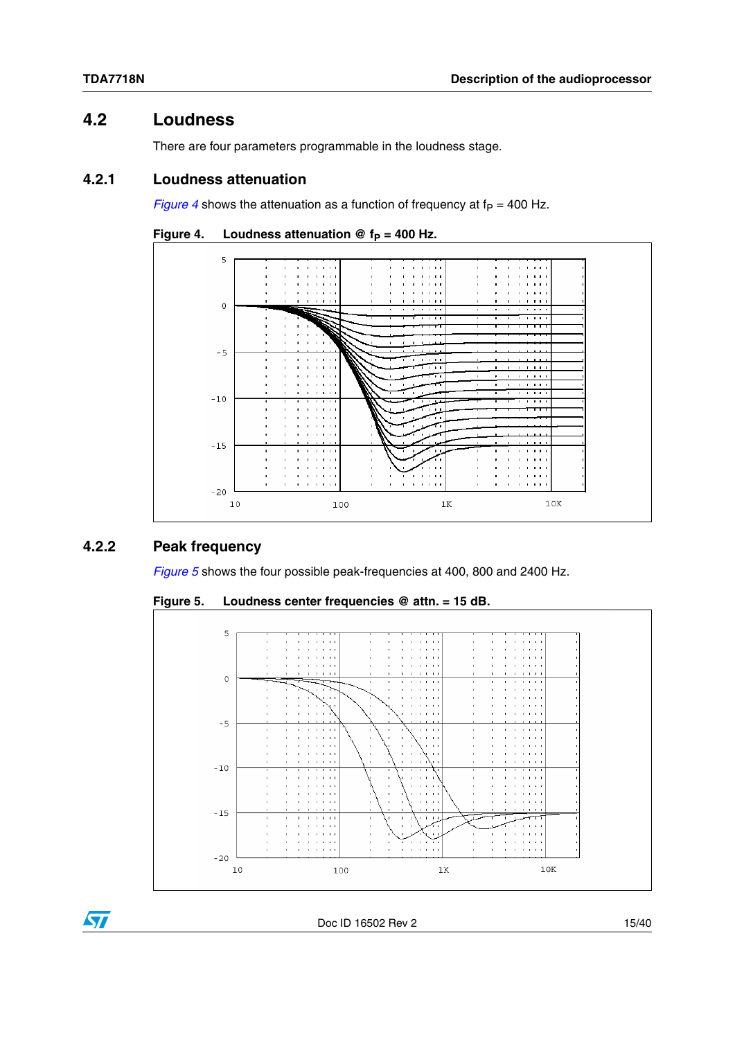## 4.2 Loudness

There are four parameters programmable in the loudness stage.

### 4.2.1 Loudness attenuation

*Figure 4* shows the attenuation as a function of frequency at $f_P$ = 400 Hz.

**Figure 4. Loudness attenuation @ $f_P$ = 400 Hz.**

### 4.2.2 Peak frequency

*Figure 5* shows the four possible peak-frequencies at 400, 800 and 2400 Hz.

**Figure 5. Loudness center frequencies @ attn. = 15 dB.**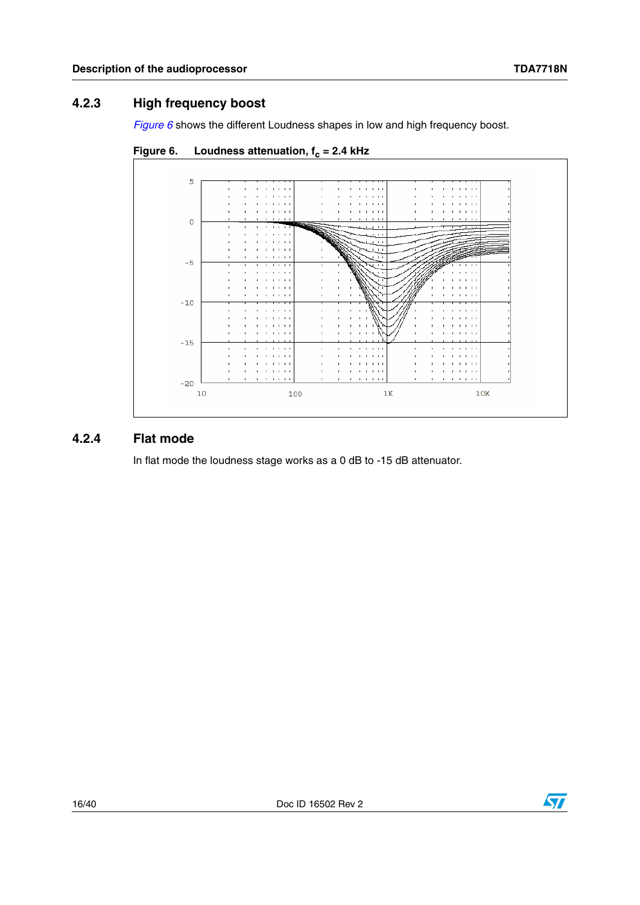### 4.2.3 High frequency boost

*Figure 6* shows the different Loudness shapes in low and high frequency boost.

**Figure 6. Loudness attenuation, $f_c$ = 2.4 kHz**

### 4.2.4 Flat mode

In flat mode the loudness stage works as a 0 dB to -15 dB attenuator.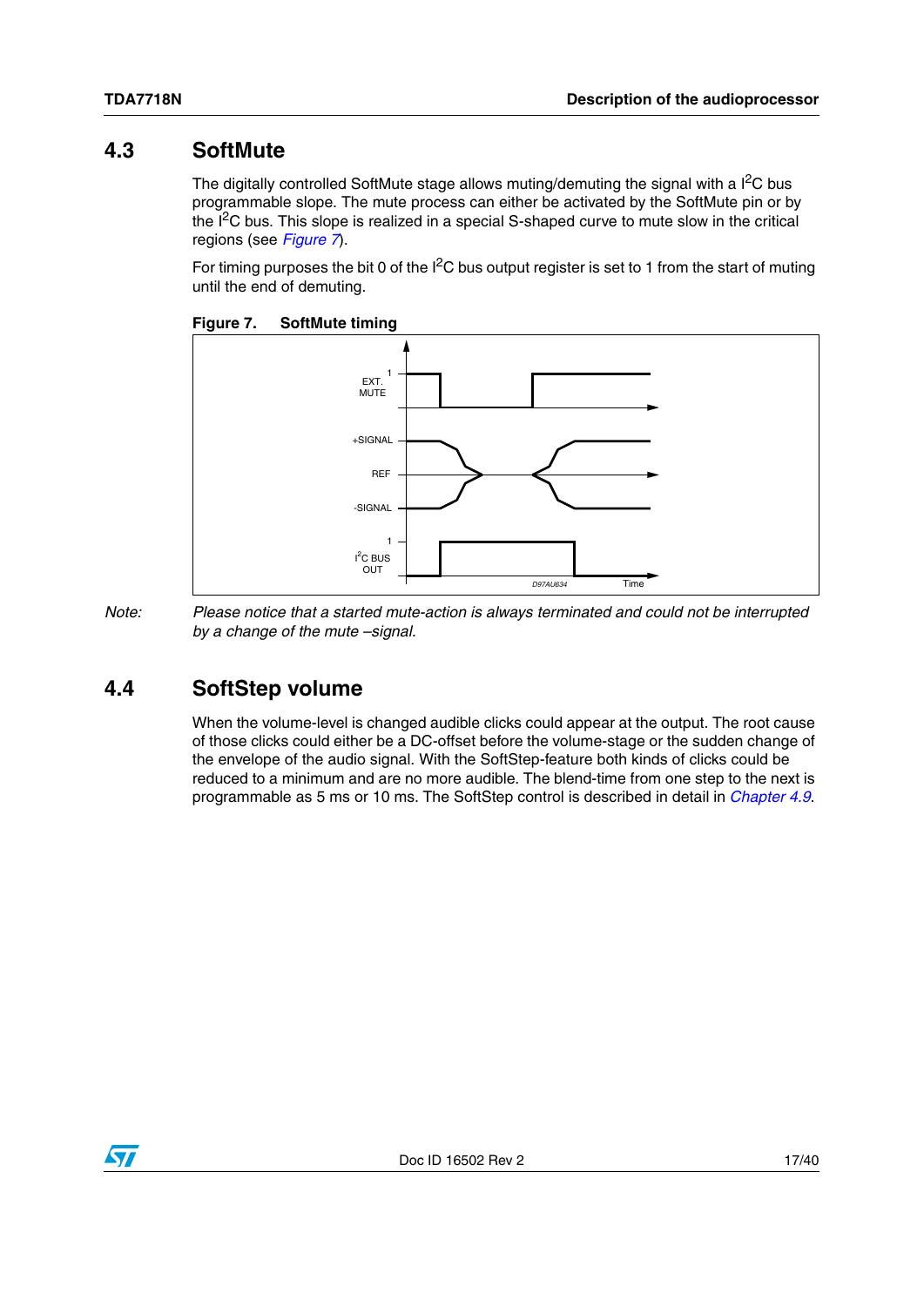## 4.3 SoftMute

The digitally controlled SoftMute stage allows muting/demuting the signal with a I²C bus programmable slope. The mute process can either be activated by the SoftMute pin or by the I²C bus. This slope is realized in a special S-shaped curve to mute slow in the critical regions (see *Figure 7*).

For timing purposes the bit 0 of the I²C bus output register is set to 1 from the start of muting until the end of demuting.

**Figure 7. SoftMute timing**

*Note: Please notice that a started mute-action is always terminated and could not be interrupted by a change of the mute –signal.*

## 4.4 SoftStep volume

When the volume-level is changed audible clicks could appear at the output. The root cause of those clicks could either be a DC-offset before the volume-stage or the sudden change of the envelope of the audio signal. With the SoftStep-feature both kinds of clicks could be reduced to a minimum and are no more audible. The blend-time from one step to the next is programmable as 5 ms or 10 ms. The SoftStep control is described in detail in *Chapter 4.9*.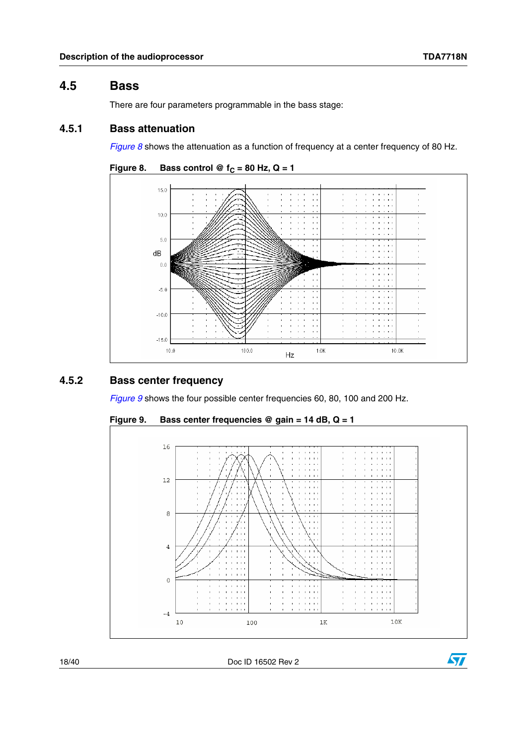## 4.5 Bass

There are four parameters programmable in the bass stage:

### 4.5.1 Bass attenuation

*Figure 8* shows the attenuation as a function of frequency at a center frequency of 80 Hz.

**Figure 8. Bass control @ $f_C$ = 80 Hz, Q = 1**

### 4.5.2 Bass center frequency

*Figure 9* shows the four possible center frequencies 60, 80, 100 and 200 Hz.

**Figure 9. Bass center frequencies @ gain = 14 dB, Q = 1**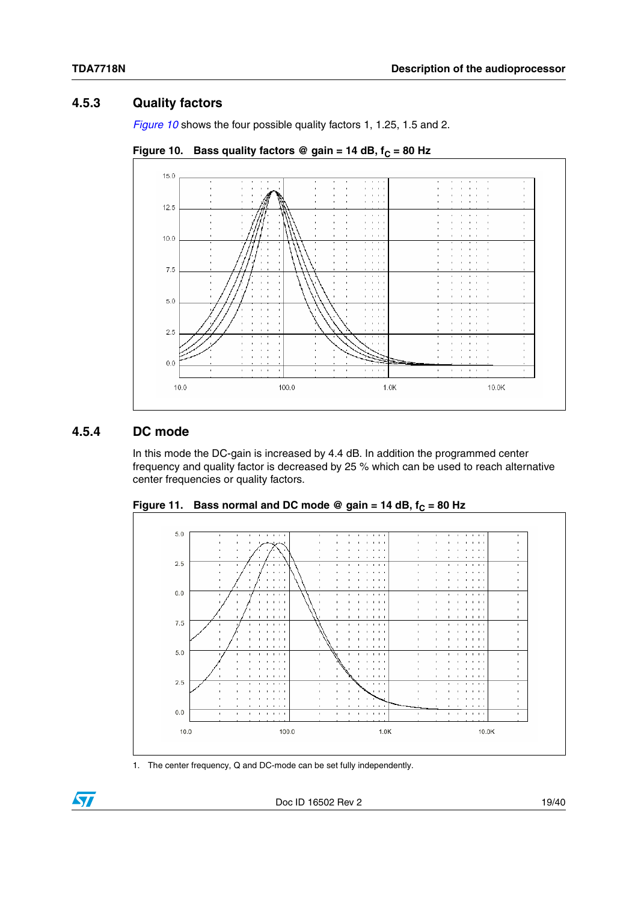### 4.5.3 Quality factors

*Figure 10* shows the four possible quality factors 1, 1.25, 1.5 and 2.

**Figure 10. Bass quality factors @ gain = 14 dB, $f_C$ = 80 Hz**

### 4.5.4 DC mode

In this mode the DC-gain is increased by 4.4 dB. In addition the programmed center frequency and quality factor is decreased by 25 % which can be used to reach alternative center frequencies or quality factors.

**Figure 11. Bass normal and DC mode @ gain = 14 dB, $f_C$ = 80 Hz**

1. The center frequency, Q and DC-mode can be set fully independently.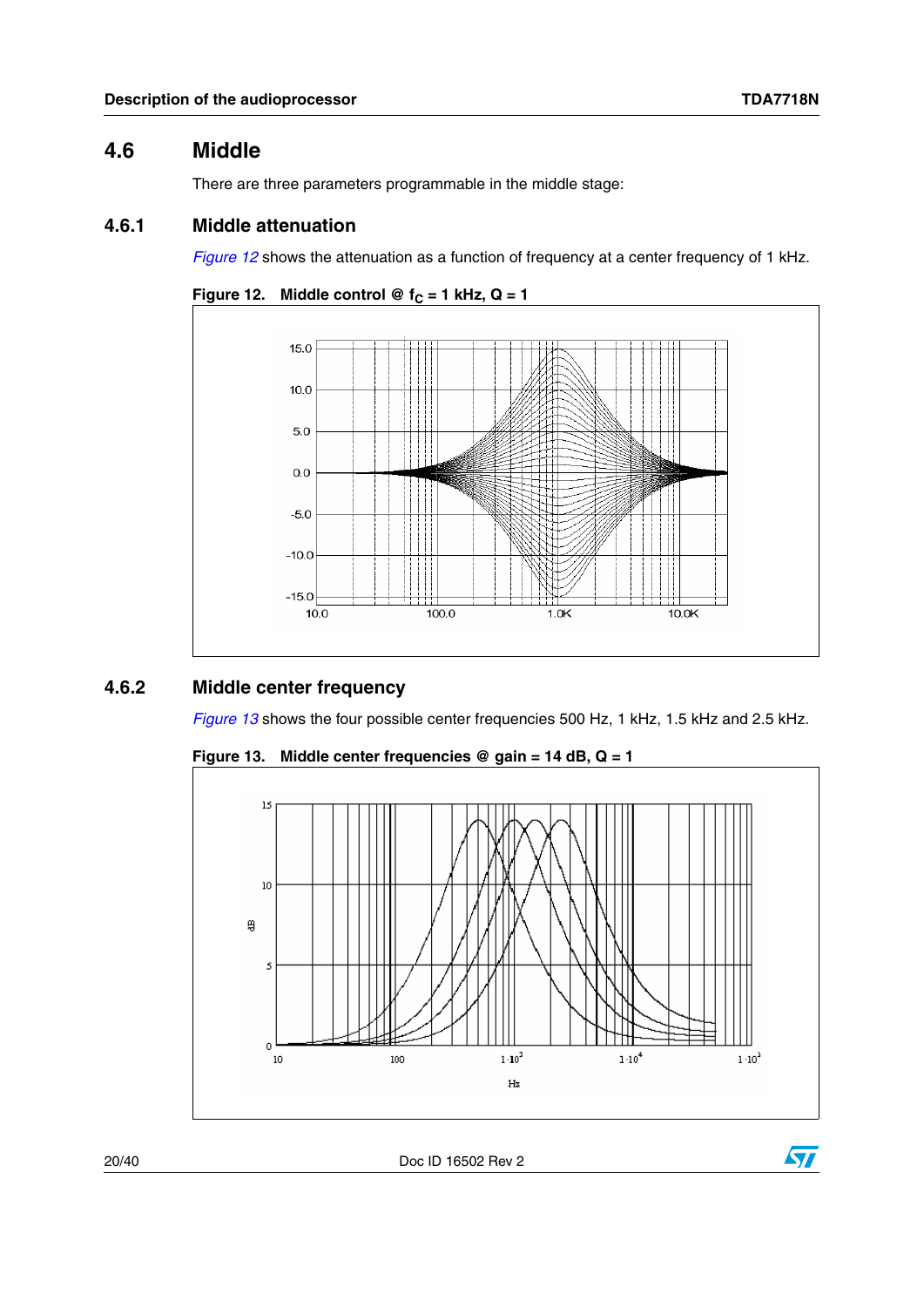## 4.6 Middle

There are three parameters programmable in the middle stage:

### 4.6.1 Middle attenuation

*Figure 12* shows the attenuation as a function of frequency at a center frequency of 1 kHz.

**Figure 12. Middle control @ $f_C$ = 1 kHz, Q = 1**

### 4.6.2 Middle center frequency

*Figure 13* shows the four possible center frequencies 500 Hz, 1 kHz, 1.5 kHz and 2.5 kHz.

**Figure 13. Middle center frequencies @ gain = 14 dB, Q = 1**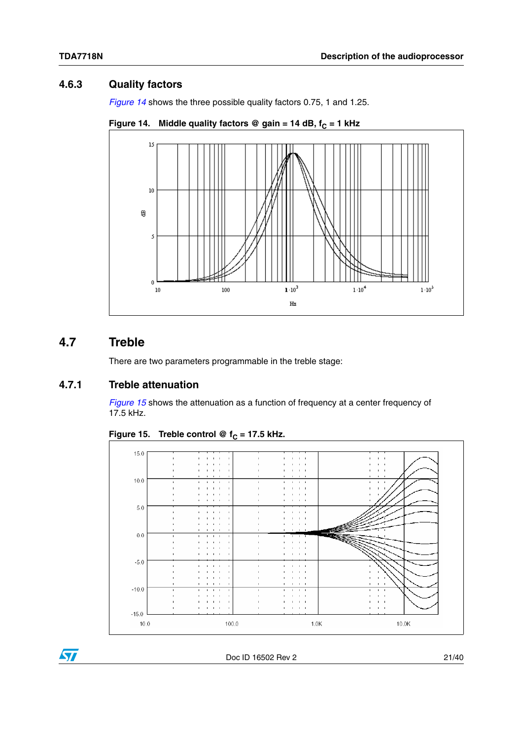### 4.6.3 Quality factors

*Figure 14* shows the three possible quality factors 0.75, 1 and 1.25.

**Figure 14. Middle quality factors @ gain = 14 dB, $f_C$ = 1 kHz**

## 4.7 Treble

There are two parameters programmable in the treble stage:

### 4.7.1 Treble attenuation

*Figure 15* shows the attenuation as a function of frequency at a center frequency of 17.5 kHz.

**Figure 15. Treble control @ $f_C$ = 17.5 kHz.**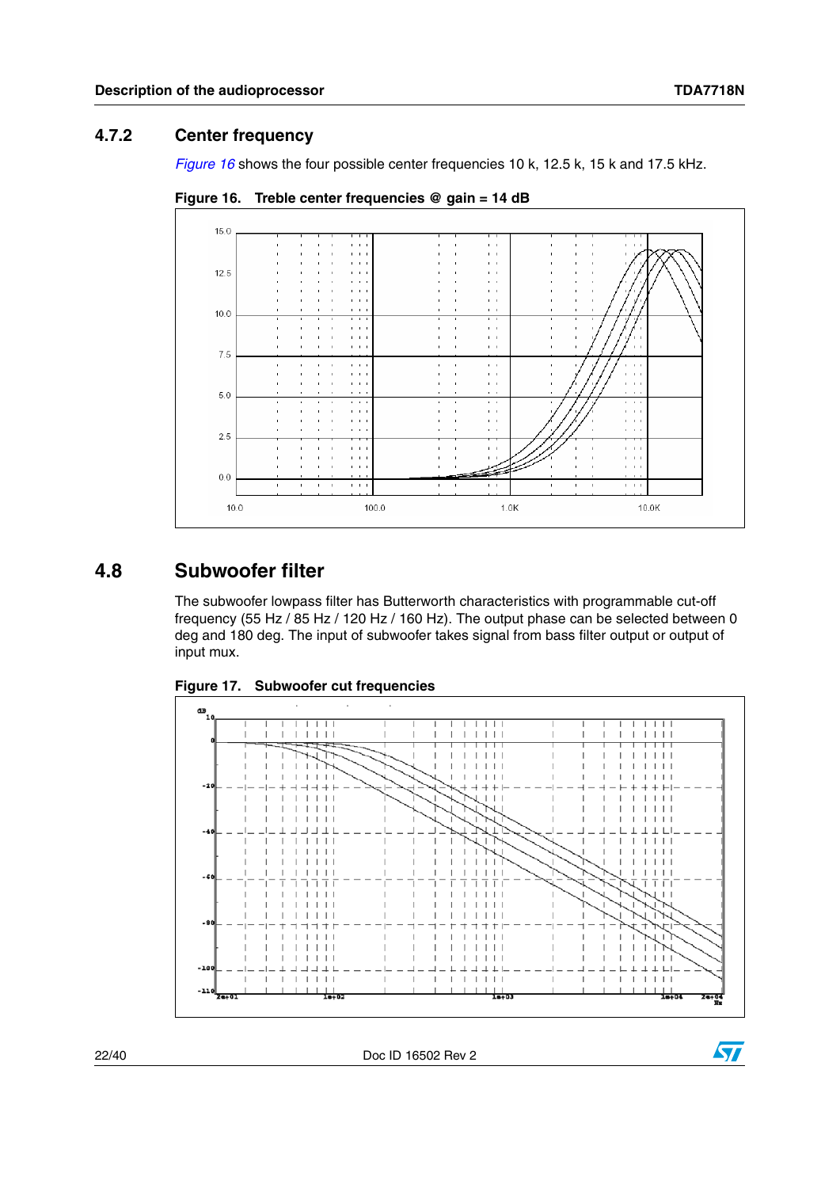### 4.7.2 Center frequency

*Figure 16* shows the four possible center frequencies 10 k, 12.5 k, 15 k and 17.5 kHz.

**Figure 16. Treble center frequencies @ gain = 14 dB**

## 4.8 Subwoofer filter

The subwoofer lowpass filter has Butterworth characteristics with programmable cut-off frequency (55 Hz / 85 Hz / 120 Hz / 160 Hz). The output phase can be selected between 0 deg and 180 deg. The input of subwoofer takes signal from bass filter output or output of input mux.

**Figure 17. Subwoofer cut frequencies**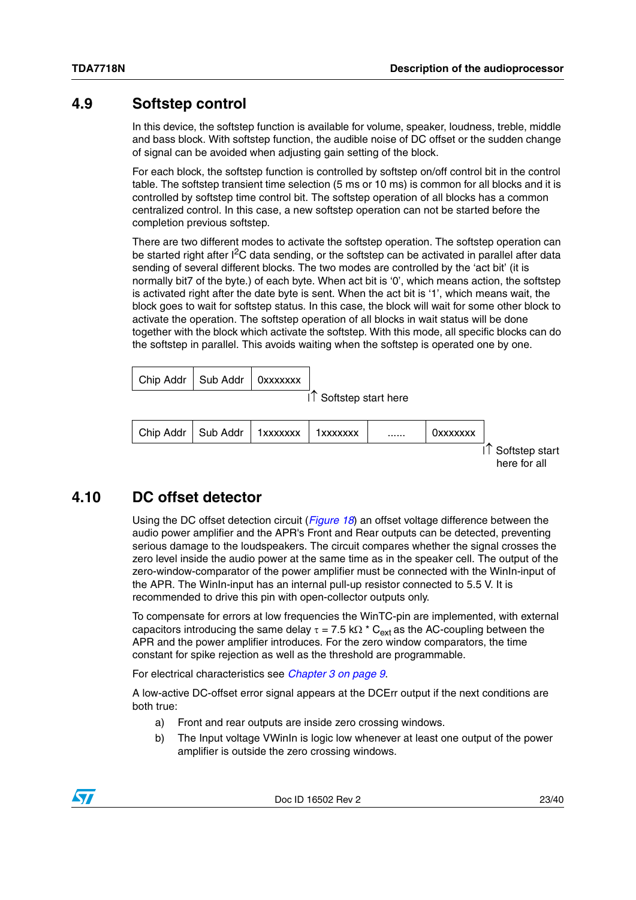## 4.9 Softstep control

In this device, the softstep function is available for volume, speaker, loudness, treble, middle and bass block. With softstep function, the audible noise of DC offset or the sudden change of signal can be avoided when adjusting gain setting of the block.

For each block, the softstep function is controlled by softstep on/off control bit in the control table. The softstep transient time selection (5 ms or 10 ms) is common for all blocks and it is controlled by softstep time control bit. The softstep operation of all blocks has a common centralized control. In this case, a new softstep operation can not be started before the completion previous softstep.

There are two different modes to activate the softstep operation. The softstep operation can be started right after $I^2C$ data sending, or the softstep can be activated in parallel after data sending of several different blocks. The two modes are controlled by the 'act bit' (it is normally bit7 of the byte.) of each byte. When act bit is '0', which means action, the softstep is activated right after the date byte is sent. When the act bit is '1', which means wait, the block goes to wait for softstep status. In this case, the block will wait for some other block to activate the operation. The softstep operation of all blocks in wait status will be done together with the block which activate the softstep. With this mode, all specific blocks can do the softstep in parallel. This avoids waiting when the softstep is operated one by one.

| Chip Addr | Sub Addr | 0xxxxxxx |
|---|---|---|

↑ Softstep start here

| Chip Addr | Sub Addr | 1xxxxxxx | 1xxxxxxx | ...... | 0xxxxxxx |
|---|---|---|---|---|---|

↑ Softstep start here for all

## 4.10 DC offset detector

Using the DC offset detection circuit (*Figure 18*) an offset voltage difference between the audio power amplifier and the APR's Front and Rear outputs can be detected, preventing serious damage to the loudspeakers. The circuit compares whether the signal crosses the zero level inside the audio power at the same time as in the speaker cell. The output of the zero-window-comparator of the power amplifier must be connected with the WinIn-input of the APR. The WinIn-input has an internal pull-up resistor connected to 5.5 V. It is recommended to drive this pin with open-collector outputs only.

To compensate for errors at low frequencies the WinTC-pin are implemented, with external capacitors introducing the same delay $\tau = 7.5\ k\Omega * C_{ext}$ as the AC-coupling between the APR and the power amplifier introduces. For the zero window comparators, the time constant for spike rejection as well as the threshold are programmable.

For electrical characteristics see *Chapter 3 on page 9*.

A low-active DC-offset error signal appears at the DCErr output if the next conditions are both true:

a) Front and rear outputs are inside zero crossing windows.

b) The Input voltage VWinIn is logic low whenever at least one output of the power amplifier is outside the zero crossing windows.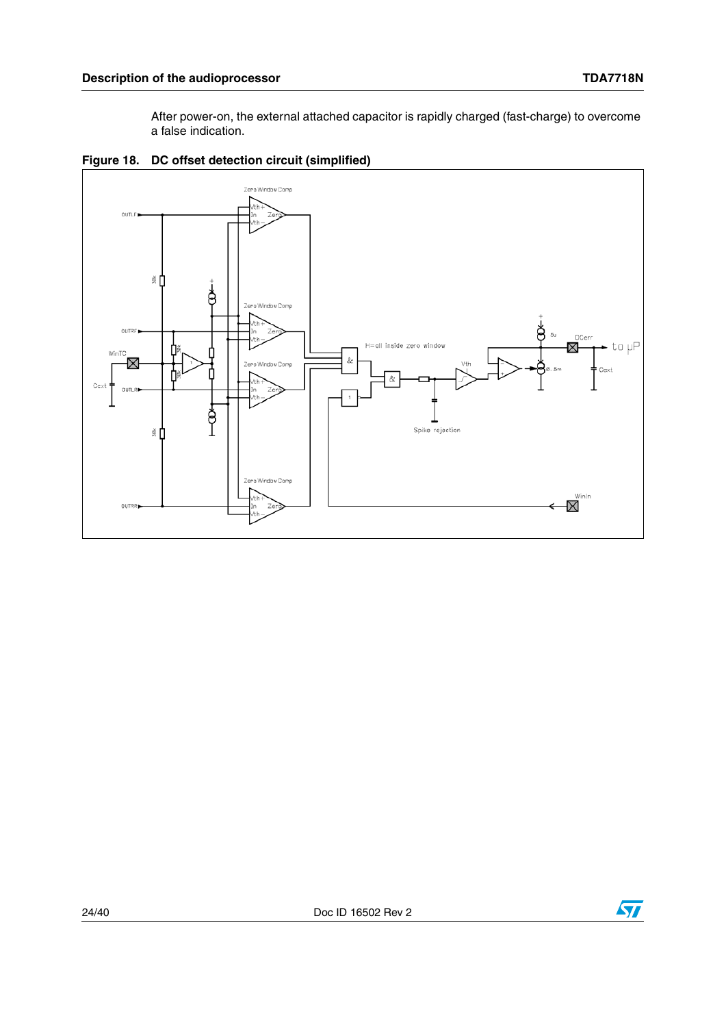After power-on, the external attached capacitor is rapidly charged (fast-charge) to overcome a false indication.

**Figure 18. DC offset detection circuit (simplified)**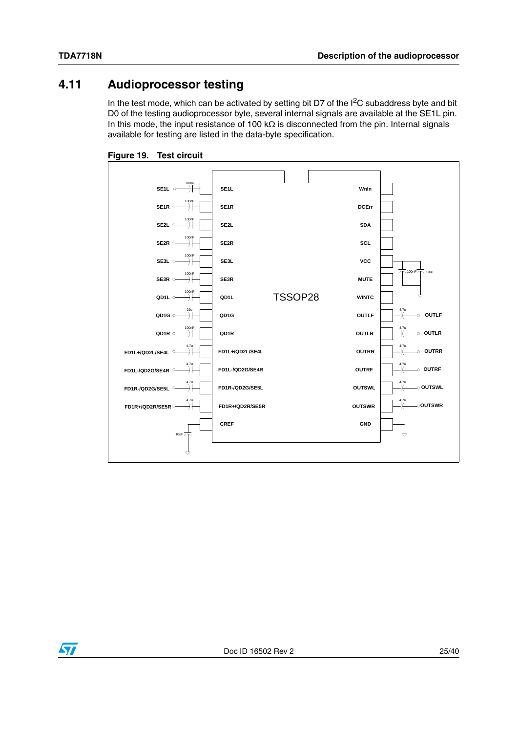## 4.11 Audioprocessor testing

In the test mode, which can be activated by setting bit D7 of the I$^2$C subaddress byte and bit D0 of the testing audioprocessor byte, several internal signals are available at the SE1L pin. In this mode, the input resistance of 100 kΩ is disconnected from the pin. Internal signals available for testing are listed in the data-byte specification.

**Figure 19. Test circuit**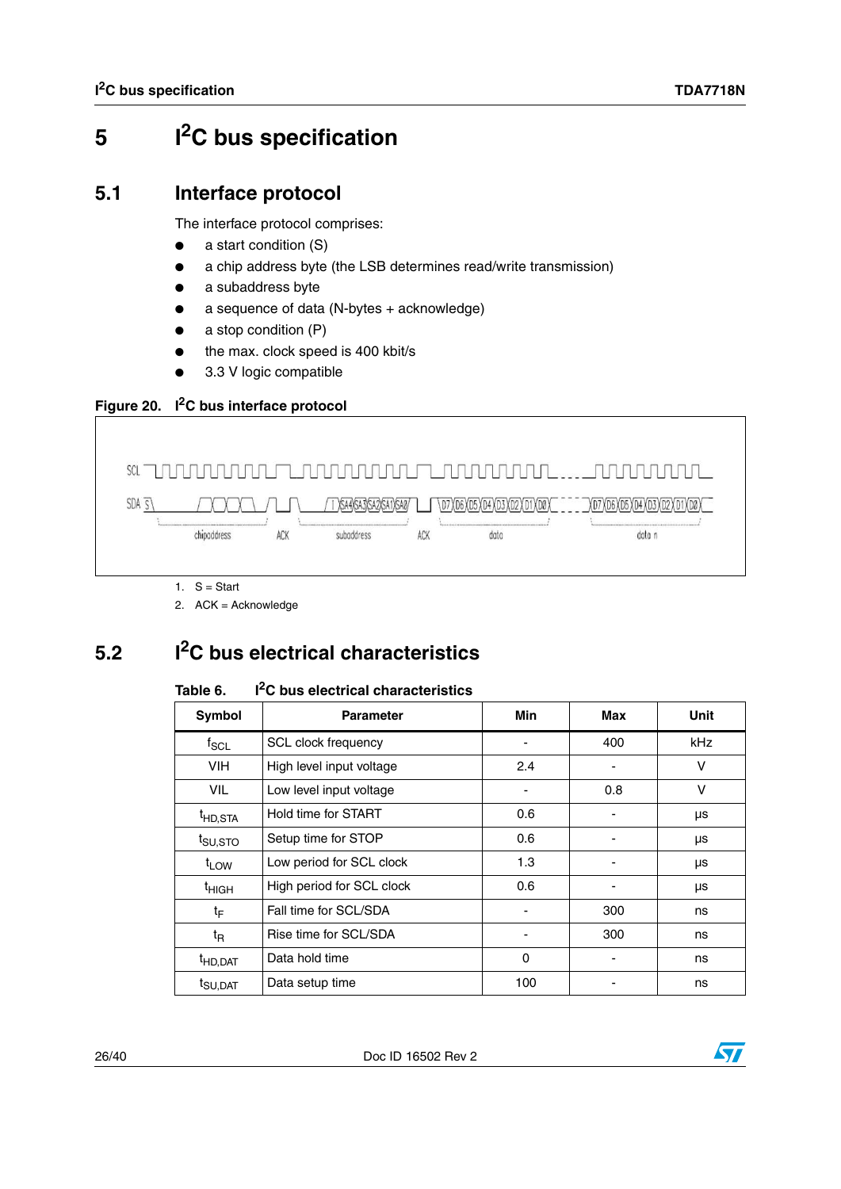# 5 I²C bus specification

## 5.1 Interface protocol

The interface protocol comprises:

- a start condition (S)
- a chip address byte (the LSB determines read/write transmission)
- a subaddress byte
- a sequence of data (N-bytes + acknowledge)
- a stop condition (P)
- the max. clock speed is 400 kbit/s
- 3.3 V logic compatible

**Figure 20. I²C bus interface protocol**

1. S = Start
2. ACK = Acknowledge

## 5.2 I²C bus electrical characteristics

**Table 6. I²C bus electrical characteristics**

| Symbol | Parameter | Min | Max | Unit |
|---|---|---|---|---|
| $f_{SCL}$ | SCL clock frequency | - | 400 | kHz |
| VIH | High level input voltage | 2.4 | - | V |
| VIL | Low level input voltage | - | 0.8 | V |
| $t_{HD,STA}$ | Hold time for START | 0.6 | - | µs |
| $t_{SU,STO}$ | Setup time for STOP | 0.6 | - | µs |
| $t_{LOW}$ | Low period for SCL clock | 1.3 | - | µs |
| $t_{HIGH}$ | High period for SCL clock | 0.6 | - | µs |
| $t_F$ | Fall time for SCL/SDA | - | 300 | ns |
| $t_R$ | Rise time for SCL/SDA | - | 300 | ns |
| $t_{HD,DAT}$ | Data hold time | 0 | - | ns |
| $t_{SU,DAT}$ | Data setup time | 100 | - | ns |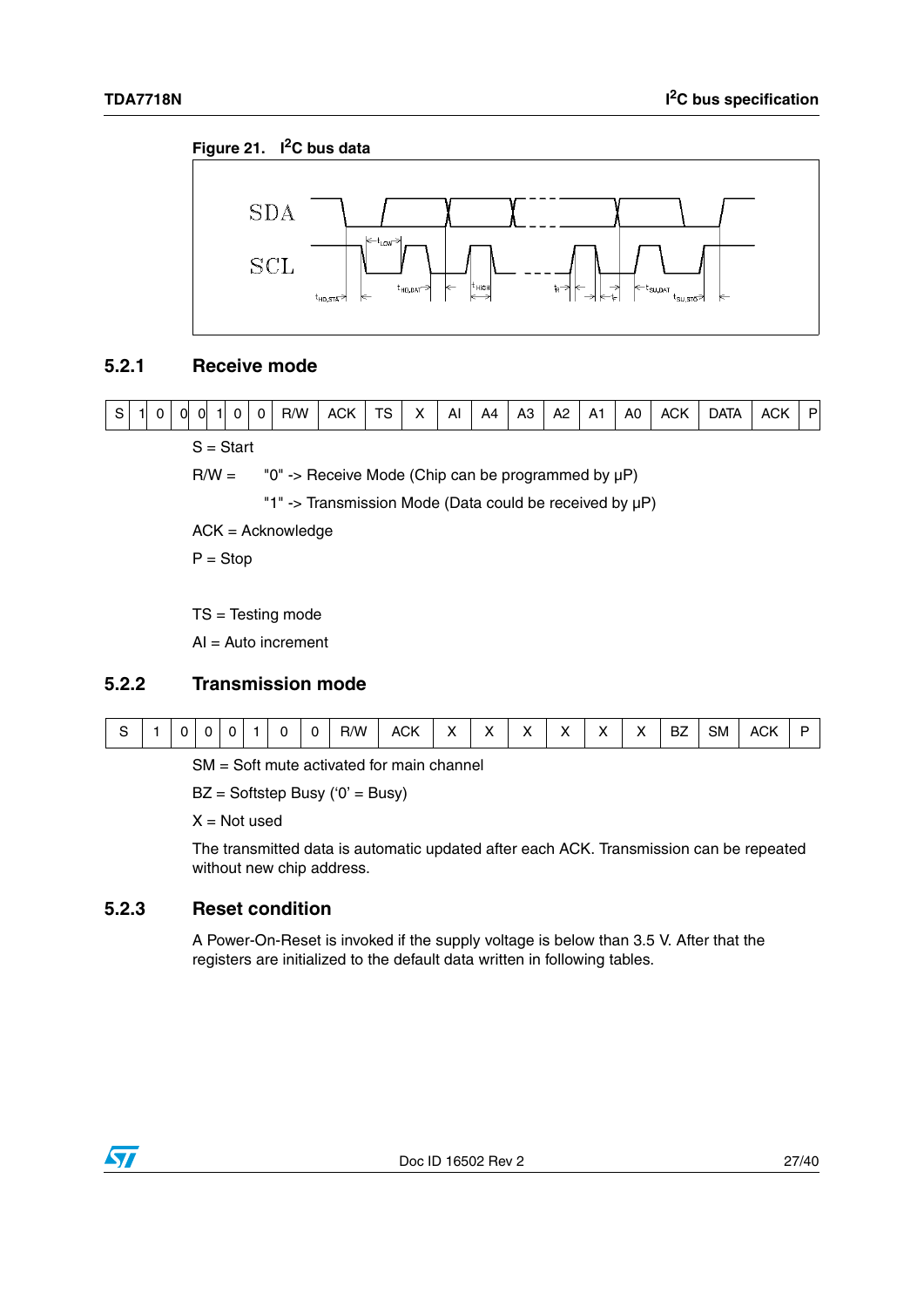Figure 21. I²C bus data

## 5.2.1 Receive mode

| S | 1 | 0 | 0 | 0 | 1 | 0 | 0 | R/W | ACK | TS | X | AI | A4 | A3 | A2 | A1 | A0 | ACK | DATA | ACK | P |
|---|---|---|---|---|---|---|---|---|---|---|---|---|---|---|---|---|---|---|---|---|---|

S = Start

R/W = "0" -> Receive Mode (Chip can be programmed by µP)

"1" -> Transmission Mode (Data could be received by µP)

ACK = Acknowledge

P = Stop

TS = Testing mode

AI = Auto increment

## 5.2.2 Transmission mode

| S | 1 | 0 | 0 | 0 | 1 | 0 | 0 | R/W | ACK | X | X | X | X | X | X | BZ | SM | ACK | P |
|---|---|---|---|---|---|---|---|---|---|---|---|---|---|---|---|---|---|---|---|

SM = Soft mute activated for main channel

BZ = Softstep Busy ('0' = Busy)

X = Not used

The transmitted data is automatic updated after each ACK. Transmission can be repeated without new chip address.

## 5.2.3 Reset condition

A Power-On-Reset is invoked if the supply voltage is below than 3.5 V. After that the registers are initialized to the default data written in following tables.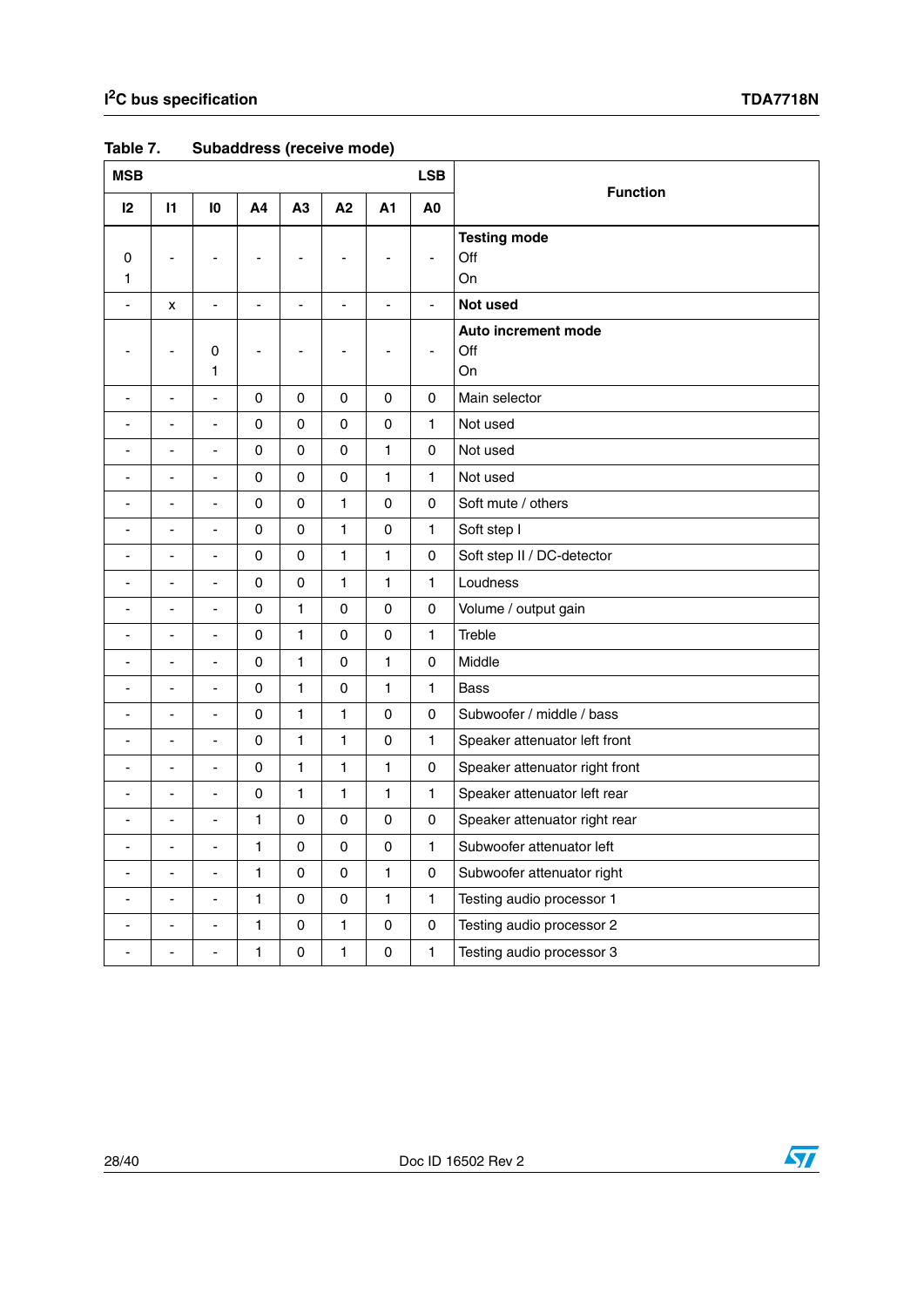Table 7. Subaddress (receive mode)

| MSB | | | | | | | LSB | Function |
|---|---|---|---|---|---|---|---|---|
| I2 | I1 | I0 | A4 | A3 | A2 | A1 | A0 | |
| <br>0<br>1 | - | - | - | - | - | - | - | **Testing mode**<br>Off<br>On |
| - | x | - | - | - | - | - | - | **Not used** |
| - | - | <br>0<br>1 | - | - | - | - | - | **Auto increment mode**<br>Off<br>On |
| - | - | - | 0 | 0 | 0 | 0 | 0 | Main selector |
| - | - | - | 0 | 0 | 0 | 0 | 1 | Not used |
| - | - | - | 0 | 0 | 0 | 1 | 0 | Not used |
| - | - | - | 0 | 0 | 0 | 1 | 1 | Not used |
| - | - | - | 0 | 0 | 1 | 0 | 0 | Soft mute / others |
| - | - | - | 0 | 0 | 1 | 0 | 1 | Soft step I |
| - | - | - | 0 | 0 | 1 | 1 | 0 | Soft step II / DC-detector |
| - | - | - | 0 | 0 | 1 | 1 | 1 | Loudness |
| - | - | - | 0 | 1 | 0 | 0 | 0 | Volume / output gain |
| - | - | - | 0 | 1 | 0 | 0 | 1 | Treble |
| - | - | - | 0 | 1 | 0 | 1 | 0 | Middle |
| - | - | - | 0 | 1 | 0 | 1 | 1 | Bass |
| - | - | - | 0 | 1 | 1 | 0 | 0 | Subwoofer / middle / bass |
| - | - | - | 0 | 1 | 1 | 0 | 1 | Speaker attenuator left front |
| - | - | - | 0 | 1 | 1 | 1 | 0 | Speaker attenuator right front |
| - | - | - | 0 | 1 | 1 | 1 | 1 | Speaker attenuator left rear |
| - | - | - | 1 | 0 | 0 | 0 | 0 | Speaker attenuator right rear |
| - | - | - | 1 | 0 | 0 | 0 | 1 | Subwoofer attenuator left |
| - | - | - | 1 | 0 | 0 | 1 | 0 | Subwoofer attenuator right |
| - | - | - | 1 | 0 | 0 | 1 | 1 | Testing audio processor 1 |
| - | - | - | 1 | 0 | 1 | 0 | 0 | Testing audio processor 2 |
| - | - | - | 1 | 0 | 1 | 0 | 1 | Testing audio processor 3 |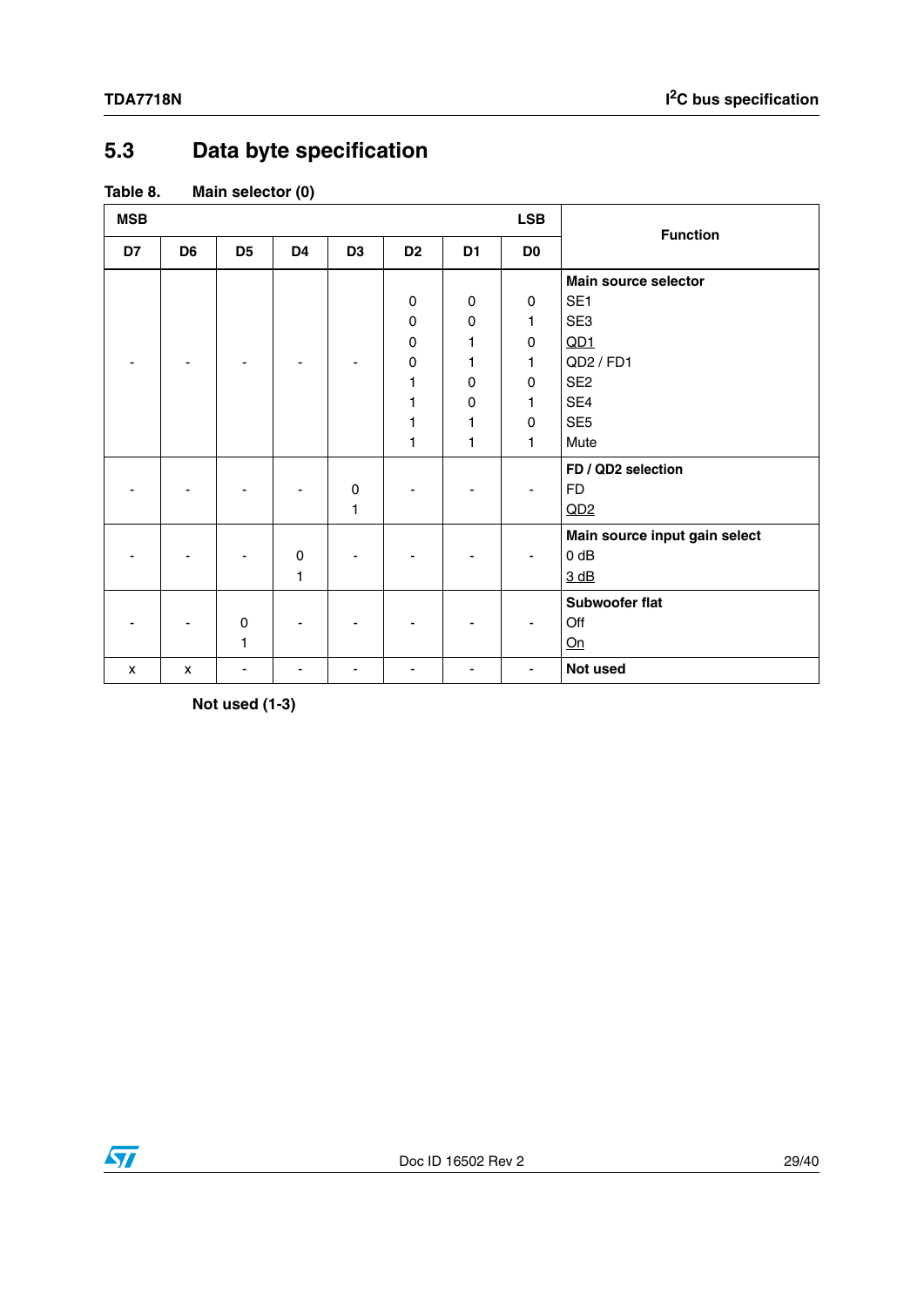## 5.3 Data byte specification

**Table 8. Main selector (0)**

| MSB | | | | | | | LSB | Function |
|---|---|---|---|---|---|---|---|---|
| D7 | D6 | D5 | D4 | D3 | D2 | D1 | D0 | |
| | | | | | | | | **Main source selector** |
| - | - | - | - | - | 0 | 0 | 0 | SE1 |
| - | - | - | - | - | 0 | 0 | 1 | SE3 |
| - | - | - | - | - | 0 | 1 | 0 | QD1 |
| - | - | - | - | - | 0 | 1 | 1 | QD2 / FD1 |
| - | - | - | - | - | 1 | 0 | 0 | SE2 |
| - | - | - | - | - | 1 | 0 | 1 | SE4 |
| - | - | - | - | - | 1 | 1 | 0 | SE5 |
| - | - | - | - | - | 1 | 1 | 1 | Mute |
| | | | | | | | | **FD / QD2 selection** |
| - | - | - | - | 0 | - | - | - | FD |
| - | - | - | - | 1 | - | - | - | QD2 |
| | | | | | | | | **Main source input gain select** |
| - | - | - | 0 | - | - | - | - | 0 dB |
| - | - | - | 1 | - | - | - | - | 3 dB |
| | | | | | | | | **Subwoofer flat** |
| - | - | 0 | - | - | - | - | - | Off |
| - | - | 1 | - | - | - | - | - | On |
| x | x | - | - | - | - | - | - | **Not used** |

**Not used (1-3)**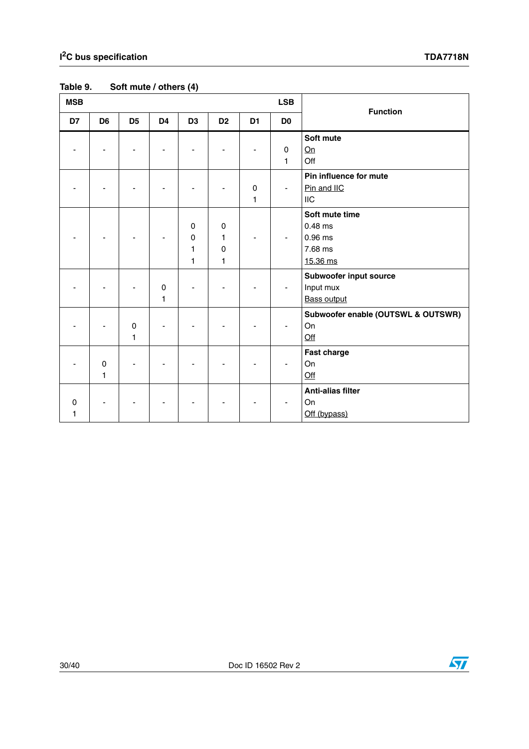Table 9. Soft mute / others (4)

| MSB | | | | | | | LSB | Function |
|---|---|---|---|---|---|---|---|---|
| D7 | D6 | D5 | D4 | D3 | D2 | D1 | D0 | |
| - | - | - | - | - | - | - | 0<br>1 | **Soft mute**<br>On<br>Off |
| - | - | - | - | - | - | 0<br>1 | - | **Pin influence for mute**<br>Pin and IIC<br>IIC |
| - | - | - | - | 0<br>0<br>1<br>1 | 0<br>1<br>0<br>1 | - | - | **Soft mute time**<br>0.48 ms<br>0.96 ms<br>7.68 ms<br>15.36 ms |
| - | - | - | 0<br>1 | - | - | - | - | **Subwoofer input source**<br>Input mux<br>Bass output |
| - | - | 0<br>1 | - | - | - | - | - | **Subwoofer enable (OUTSWL & OUTSWR)**<br>On<br>Off |
| - | 0<br>1 | - | - | - | - | - | - | **Fast charge**<br>On<br>Off |
| 0<br>1 | - | - | - | - | - | - | - | **Anti-alias filter**<br>On<br>Off (bypass) |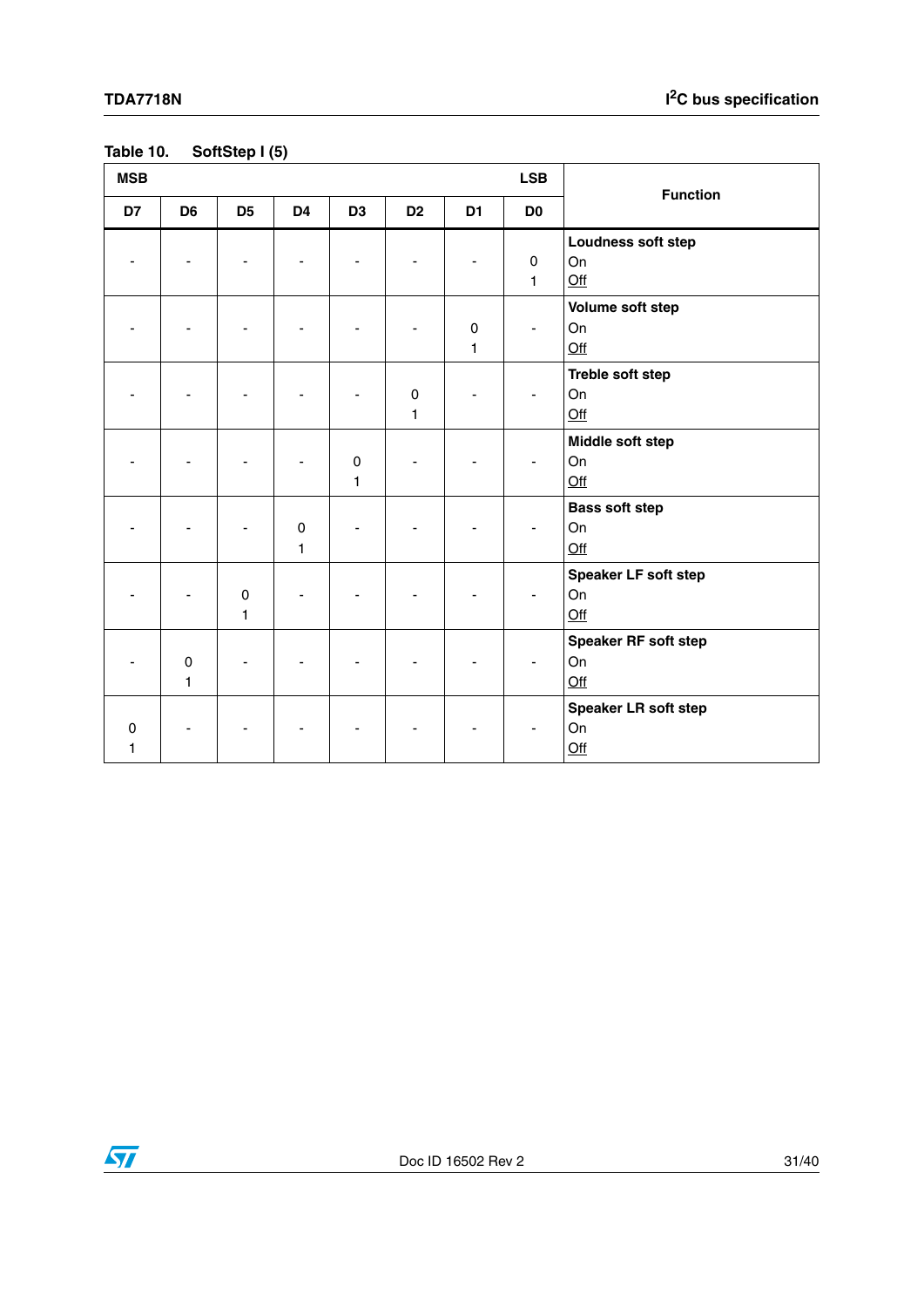Table 10. SoftStep I (5)

| MSB | | | | | | | LSB | Function |
|---|---|---|---|---|---|---|---|---|
| D7 | D6 | D5 | D4 | D3 | D2 | D1 | D0 | |
| - | - | - | - | - | - | - | 0<br>1 | **Loudness soft step**<br>On<br>Off |
| - | - | - | - | - | - | 0<br>1 | - | **Volume soft step**<br>On<br>Off |
| - | - | - | - | - | 0<br>1 | - | - | **Treble soft step**<br>On<br>Off |
| - | - | - | - | 0<br>1 | - | - | - | **Middle soft step**<br>On<br>Off |
| - | - | - | 0<br>1 | - | - | - | - | **Bass soft step**<br>On<br>Off |
| - | - | 0<br>1 | - | - | - | - | - | **Speaker LF soft step**<br>On<br>Off |
| - | 0<br>1 | - | - | - | - | - | - | **Speaker RF soft step**<br>On<br>Off |
| 0<br>1 | - | - | - | - | - | - | - | **Speaker LR soft step**<br>On<br>Off |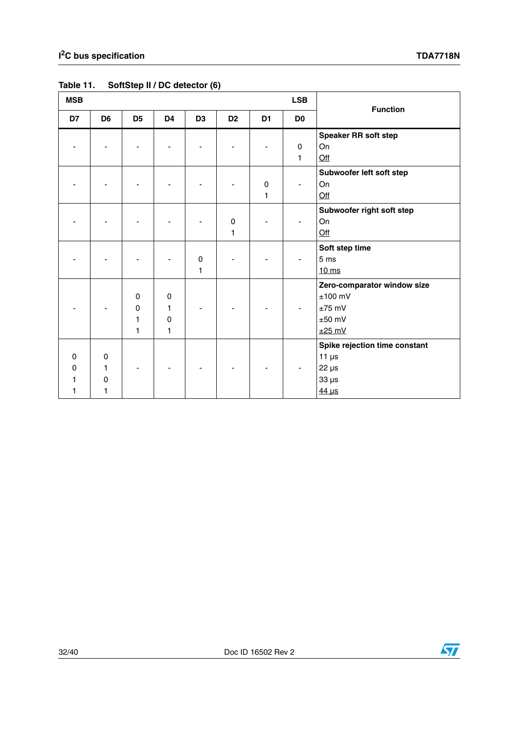Table 11. SoftStep II / DC detector (6)

| MSB | | | | | | | LSB | Function |
|---|---|---|---|---|---|---|---|---|
| D7 | D6 | D5 | D4 | D3 | D2 | D1 | D0 | |
| - | - | - | - | - | - | - | <br>0<br>1 | **Speaker RR soft step**<br>On<br><u>Off</u> |
| - | - | - | - | - | - | <br>0<br>1 | - | **Subwoofer left soft step**<br>On<br><u>Off</u> |
| - | - | - | - | - | <br>0<br>1 | - | - | **Subwoofer right soft step**<br>On<br><u>Off</u> |
| - | - | - | - | <br>0<br>1 | - | - | - | **Soft step time**<br>5 ms<br><u>10 ms</u> |
| - | - | <br>0<br>0<br>1<br>1 | <br>0<br>1<br>0<br>1 | - | - | - | - | **Zero-comparator window size**<br>±100 mV<br>±75 mV<br>±50 mV<br><u>±25 mV</u> |
| <br>0<br>0<br>1<br>1 | <br>0<br>1<br>0<br>1 | - | - | - | - | - | - | **Spike rejection time constant**<br>11 µs<br>22 µs<br>33 µs<br><u>44 µs</u> |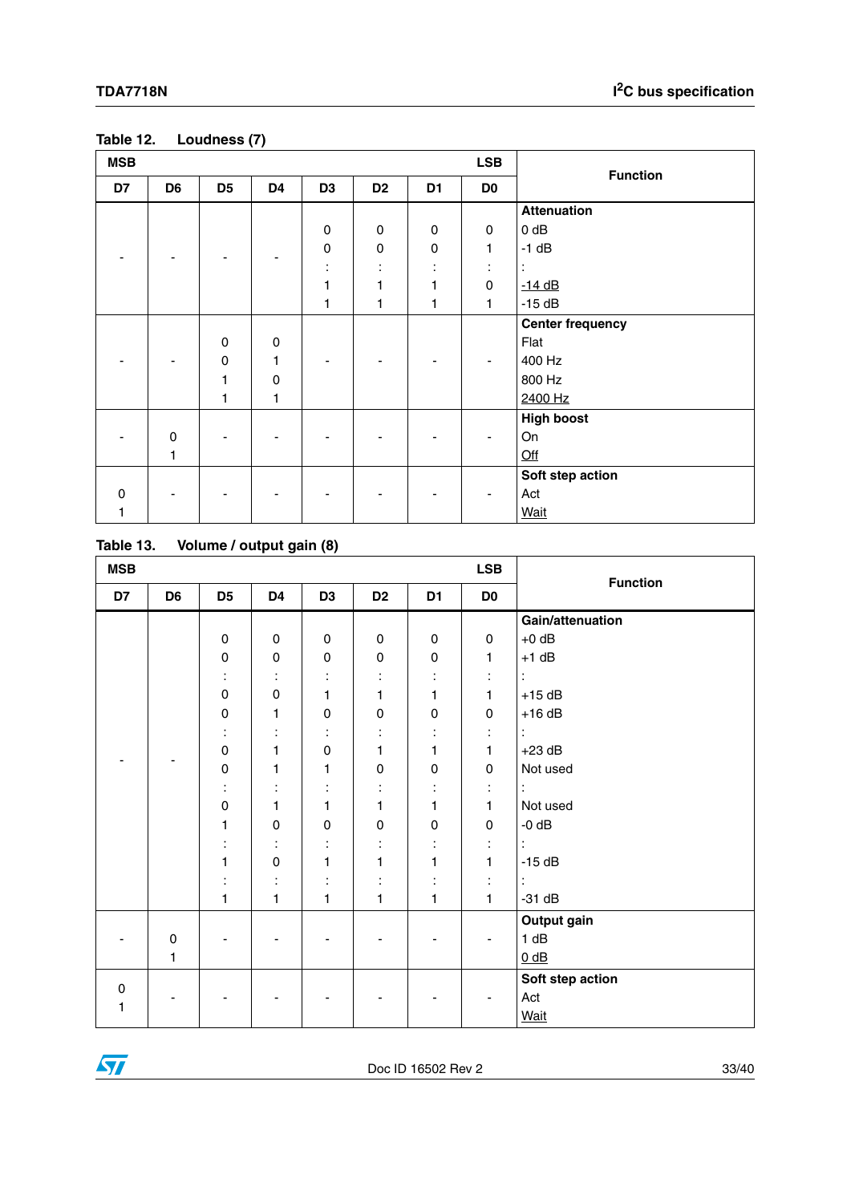Table 12. Loudness (7)

| MSB | | | | | | | LSB | Function |
|---|---|---|---|---|---|---|---|---|
| D7 | D6 | D5 | D4 | D3 | D2 | D1 | D0 | |
| | | | | | | | | **Attenuation** |
| - | - | - | - | 0 | 0 | 0 | 0 | 0 dB |
| | | | | 0 | 0 | 0 | 1 | -1 dB |
| | | | | : | : | : | : | : |
| | | | | 1 | 1 | 1 | 0 | -14 dB |
| | | | | 1 | 1 | 1 | 1 | -15 dB |
| | | | | | | | | **Center frequency** |
| - | - | 0 | 0 | - | - | - | - | Flat |
| | | 0 | 1 | | | | | 400 Hz |
| | | 1 | 0 | | | | | 800 Hz |
| | | 1 | 1 | | | | | 2400 Hz |
| | | | | | | | | **High boost** |
| - | 0 | - | - | - | - | - | - | On |
| | 1 | | | | | | | Off |
| | | | | | | | | **Soft step action** |
| 0 | - | - | - | - | - | - | - | Act |
| 1 | | | | | | | | Wait |

Table 13. Volume / output gain (8)

| MSB | | | | | | | LSB | Function |
|---|---|---|---|---|---|---|---|---|
| D7 | D6 | D5 | D4 | D3 | D2 | D1 | D0 | |
| | | | | | | | | **Gain/attenuation** |
| - | - | 0 | 0 | 0 | 0 | 0 | 0 | +0 dB |
| | | 0 | 0 | 0 | 0 | 0 | 1 | +1 dB |
| | | : | : | : | : | : | : | : |
| | | 0 | 0 | 1 | 1 | 1 | 1 | +15 dB |
| | | 0 | 1 | 0 | 0 | 0 | 0 | +16 dB |
| | | : | : | : | : | : | : | : |
| | | 0 | 1 | 0 | 1 | 1 | 1 | +23 dB |
| | | 0 | 1 | 1 | 0 | 0 | 0 | Not used |
| | | : | : | : | : | : | : | : |
| | | 0 | 1 | 1 | 1 | 1 | 1 | Not used |
| | | 1 | 0 | 0 | 0 | 0 | 0 | -0 dB |
| | | : | : | : | : | : | : | : |
| | | 1 | 0 | 1 | 1 | 1 | 1 | -15 dB |
| | | : | : | : | : | : | : | : |
| | | 1 | 1 | 1 | 1 | 1 | 1 | -31 dB |
| | | | | | | | | **Output gain** |
| - | 0 | - | - | - | - | - | - | 1 dB |
| | 1 | | | | | | | 0 dB |
| | | | | | | | | **Soft step action** |
| 0 | - | - | - | - | - | - | - | Act |
| 1 | | | | | | | | Wait |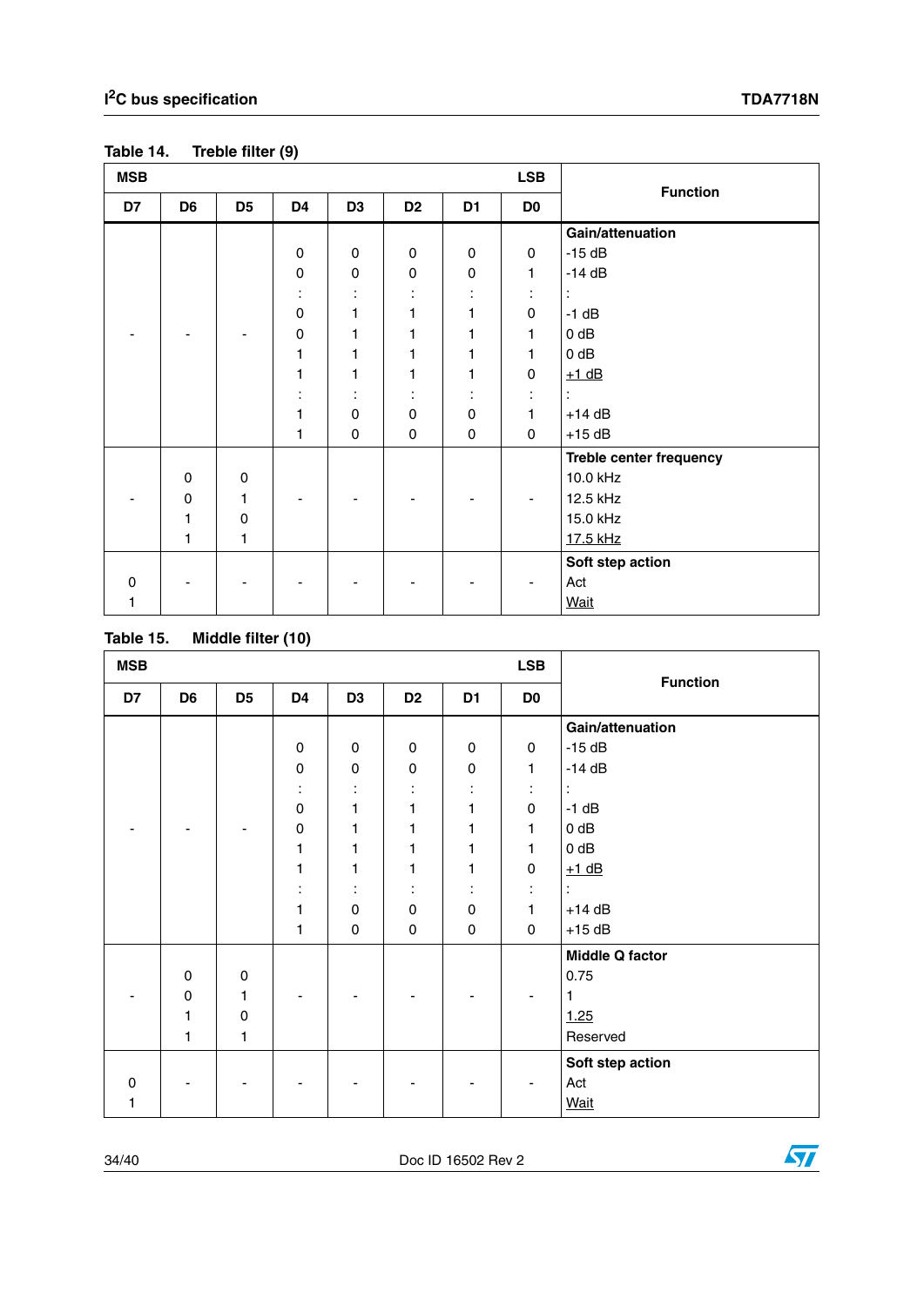Table 14. Treble filter (9)

| MSB | | | | | | | LSB | Function |
|---|---|---|---|---|---|---|---|---|
| D7 | D6 | D5 | D4 | D3 | D2 | D1 | D0 | |
| | | | | | | | | **Gain/attenuation** |
| - | - | - | 0 | 0 | 0 | 0 | 0 | -15 dB |
| | | | 0 | 0 | 0 | 0 | 1 | -14 dB |
| | | | : | : | : | : | : | : |
| | | | 0 | 1 | 1 | 1 | 0 | -1 dB |
| | | | 0 | 1 | 1 | 1 | 1 | 0 dB |
| | | | 1 | 1 | 1 | 1 | 1 | 0 dB |
| | | | 1 | 1 | 1 | 1 | 0 | +1 dB |
| | | | : | : | : | : | : | : |
| | | | 1 | 0 | 0 | 0 | 1 | +14 dB |
| | | | 1 | 0 | 0 | 0 | 0 | +15 dB |
| | | | | | | | | **Treble center frequency** |
| - | 0 | 0 | - | - | - | - | - | 10.0 kHz |
| | 0 | 1 | | | | | | 12.5 kHz |
| | 1 | 0 | | | | | | 15.0 kHz |
| | 1 | 1 | | | | | | 17.5 kHz |
| | | | | | | | | **Soft step action** |
| 0 | - | - | - | - | - | - | - | Act |
| 1 | | | | | | | | Wait |

Table 15. Middle filter (10)

| MSB | | | | | | | LSB | Function |
|---|---|---|---|---|---|---|---|---|
| D7 | D6 | D5 | D4 | D3 | D2 | D1 | D0 | |
| | | | | | | | | **Gain/attenuation** |
| - | - | - | 0 | 0 | 0 | 0 | 0 | -15 dB |
| | | | 0 | 0 | 0 | 0 | 1 | -14 dB |
| | | | : | : | : | : | : | : |
| | | | 0 | 1 | 1 | 1 | 0 | -1 dB |
| | | | 0 | 1 | 1 | 1 | 1 | 0 dB |
| | | | 1 | 1 | 1 | 1 | 1 | 0 dB |
| | | | 1 | 1 | 1 | 1 | 0 | +1 dB |
| | | | : | : | : | : | : | : |
| | | | 1 | 0 | 0 | 0 | 1 | +14 dB |
| | | | 1 | 0 | 0 | 0 | 0 | +15 dB |
| | | | | | | | | **Middle Q factor** |
| - | 0 | 0 | - | - | - | - | - | 0.75 |
| | 0 | 1 | | | | | | 1 |
| | 1 | 0 | | | | | | 1.25 |
| | 1 | 1 | | | | | | Reserved |
| | | | | | | | | **Soft step action** |
| 0 | - | - | - | - | - | - | - | Act |
| 1 | | | | | | | | Wait |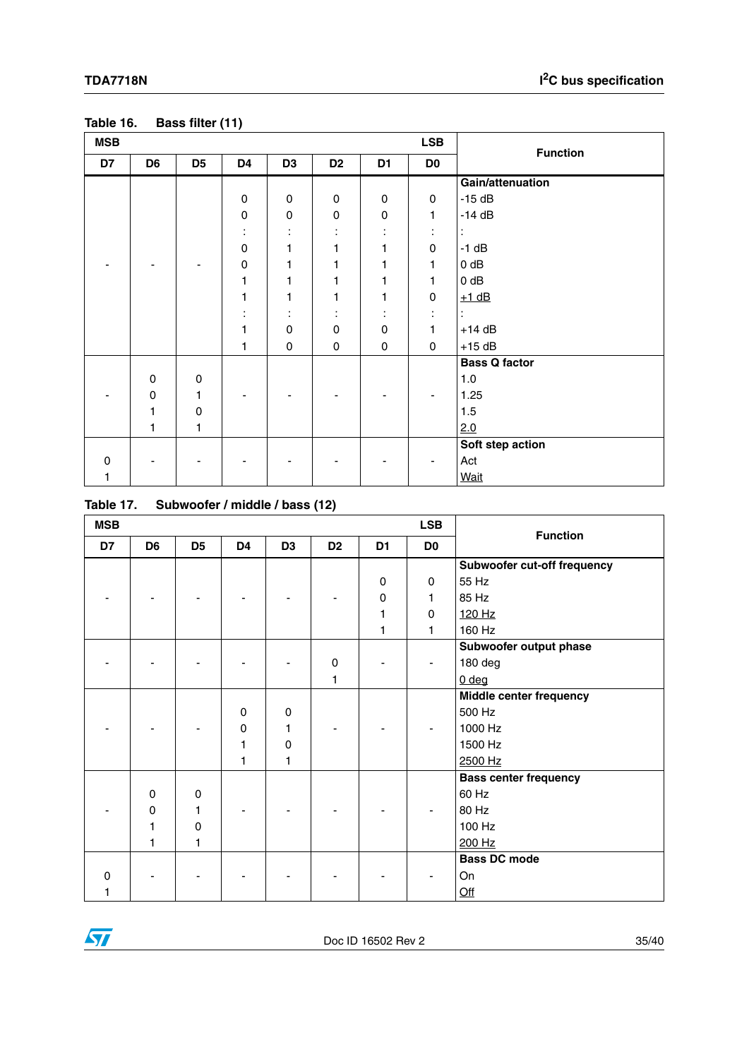**Table 16. Bass filter (11)**

| MSB | | | | | | | LSB | Function |
|---|---|---|---|---|---|---|---|---|
| D7 | D6 | D5 | D4 | D3 | D2 | D1 | D0 | |
| | | | | | | | | **Gain/attenuation** |
| - | - | - | 0 | 0 | 0 | 0 | 0 | -15 dB |
| | | | 0 | 0 | 0 | 0 | 1 | -14 dB |
| | | | : | : | : | : | : | : |
| | | | 0 | 1 | 1 | 1 | 0 | -1 dB |
| | | | 0 | 1 | 1 | 1 | 1 | 0 dB |
| | | | 1 | 1 | 1 | 1 | 1 | 0 dB |
| | | | 1 | 1 | 1 | 1 | 0 | +1 dB |
| | | | : | : | : | : | : | : |
| | | | 1 | 0 | 0 | 0 | 1 | +14 dB |
| | | | 1 | 0 | 0 | 0 | 0 | +15 dB |
| | | | | | | | | **Bass Q factor** |
| - | 0 | 0 | - | - | - | - | - | 1.0 |
| | 0 | 1 | | | | | | 1.25 |
| | 1 | 0 | | | | | | 1.5 |
| | 1 | 1 | | | | | | 2.0 |
| | | | | | | | | **Soft step action** |
| 0 | - | - | - | - | - | - | - | Act |
| 1 | | | | | | | | Wait |

**Table 17. Subwoofer / middle / bass (12)**

| MSB | | | | | | | LSB | Function |
|---|---|---|---|---|---|---|---|---|
| D7 | D6 | D5 | D4 | D3 | D2 | D1 | D0 | |
| | | | | | | | | **Subwoofer cut-off frequency** |
| - | - | - | - | - | - | 0 | 0 | 55 Hz |
| | | | | | | 0 | 1 | 85 Hz |
| | | | | | | 1 | 0 | 120 Hz |
| | | | | | | 1 | 1 | 160 Hz |
| | | | | | | | | **Subwoofer output phase** |
| - | - | - | - | - | 0 | - | - | 180 deg |
| | | | | | 1 | | | 0 deg |
| | | | | | | | | **Middle center frequency** |
| - | - | - | 0 | 0 | - | - | - | 500 Hz |
| | | | 0 | 1 | | | | 1000 Hz |
| | | | 1 | 0 | | | | 1500 Hz |
| | | | 1 | 1 | | | | 2500 Hz |
| | | | | | | | | **Bass center frequency** |
| - | 0 | 0 | - | - | - | - | - | 60 Hz |
| | 0 | 1 | | | | | | 80 Hz |
| | 1 | 0 | | | | | | 100 Hz |
| | 1 | 1 | | | | | | 200 Hz |
| | | | | | | | | **Bass DC mode** |
| 0 | - | - | - | - | - | - | - | On |
| 1 | | | | | | | | Off |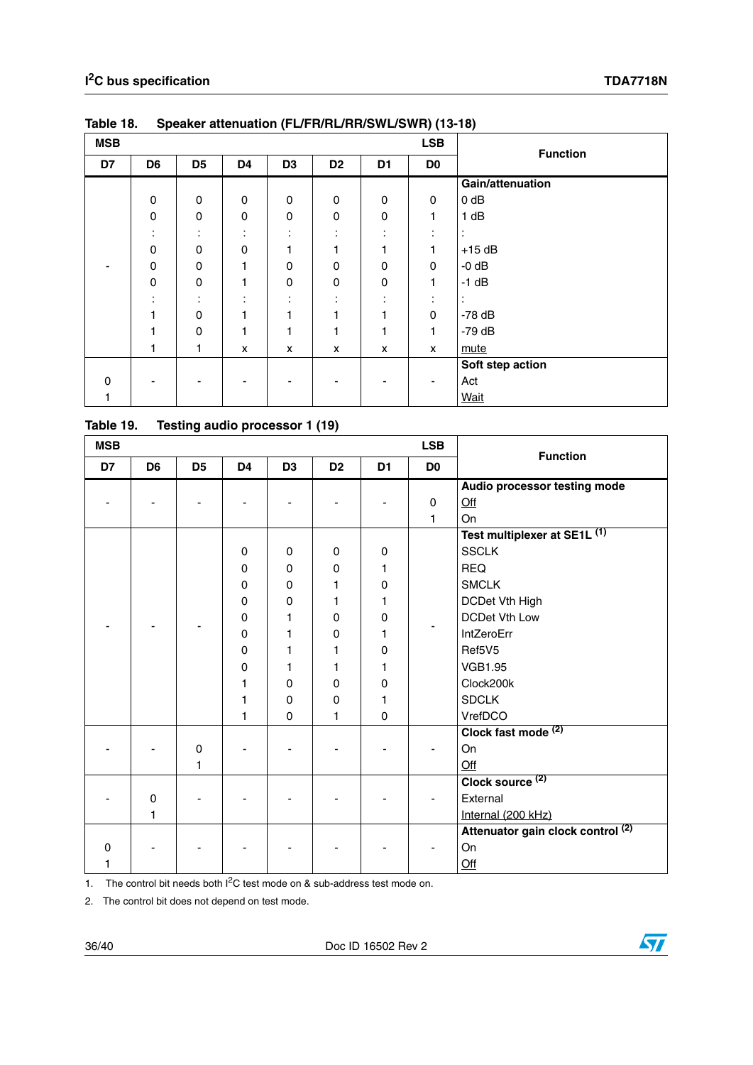**Table 18. Speaker attenuation (FL/FR/RL/RR/SWL/SWR) (13-18)**

| MSB | | | | | | | LSB | Function |
|---|---|---|---|---|---|---|---|---|
| D7 | D6 | D5 | D4 | D3 | D2 | D1 | D0 | |
| | | | | | | | | **Gain/attenuation** |
| - | 0 | 0 | 0 | 0 | 0 | 0 | 0 | 0 dB |
| | 0 | 0 | 0 | 0 | 0 | 0 | 1 | 1 dB |
| | : | : | : | : | : | : | : | : |
| | 0 | 0 | 0 | 1 | 1 | 1 | 1 | +15 dB |
| | 0 | 0 | 1 | 0 | 0 | 0 | 0 | -0 dB |
| | 0 | 0 | 1 | 0 | 0 | 0 | 1 | -1 dB |
| | : | : | : | : | : | : | : | : |
| | 1 | 0 | 1 | 1 | 1 | 1 | 0 | -78 dB |
| | 1 | 0 | 1 | 1 | 1 | 1 | 1 | -79 dB |
| | 1 | 1 | x | x | x | x | x | mute |
| | | | | | | | | **Soft step action** |
| 0 | - | - | - | - | - | - | - | Act |
| 1 | | | | | | | | Wait |

**Table 19. Testing audio processor 1 (19)**

| MSB | | | | | | | LSB | Function |
|---|---|---|---|---|---|---|---|---|
| D7 | D6 | D5 | D4 | D3 | D2 | D1 | D0 | |
| | | | | | | | | **Audio processor testing mode** |
| - | - | - | - | - | - | - | 0 | Off |
| | | | | | | | 1 | On |
| | | | | | | | | **Test multiplexer at SE1L (1)** |
| - | - | - | 0 | 0 | 0 | 0 | - | SSCLK |
| | | | 0 | 0 | 0 | 1 | | REQ |
| | | | 0 | 0 | 1 | 0 | | SMCLK |
| | | | 0 | 0 | 1 | 1 | | DCDet Vth High |
| | | | 0 | 1 | 0 | 0 | | DCDet Vth Low |
| | | | 0 | 1 | 0 | 1 | | IntZeroErr |
| | | | 0 | 1 | 1 | 0 | | Ref5V5 |
| | | | 0 | 1 | 1 | 1 | | VGB1.95 |
| | | | 1 | 0 | 0 | 0 | | Clock200k |
| | | | 1 | 0 | 0 | 1 | | SDCLK |
| | | | 1 | 0 | 1 | 0 | | VrefDCO |
| | | | | | | | | **Clock fast mode (2)** |
| - | - | 0 | - | - | - | - | - | On |
| | | 1 | | | | | | Off |
| | | | | | | | | **Clock source (2)** |
| - | 0 | - | - | - | - | - | - | External |
| | 1 | | | | | | | Internal (200 kHz) |
| | | | | | | | | **Attenuator gain clock control (2)** |
| 0 | - | - | - | - | - | - | - | On |
| 1 | | | | | | | | Off |

1. The control bit needs both I²C test mode on & sub-address test mode on.
2. The control bit does not depend on test mode.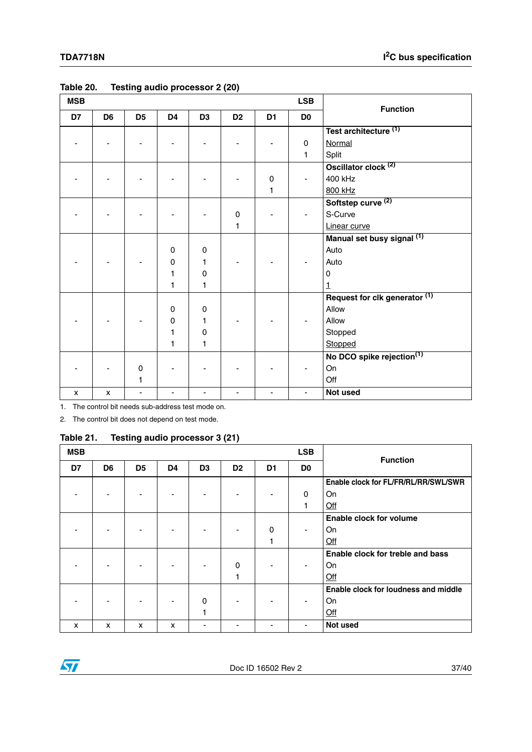Table 20. Testing audio processor 2 (20)

| MSB | | | | | | | LSB | Function |
|---|---|---|---|---|---|---|---|---|
| D7 | D6 | D5 | D4 | D3 | D2 | D1 | D0 | |
| | | | | | | | | **Test architecture** [1] |
| - | - | - | - | - | - | - | 0 | Normal |
| | | | | | | | 1 | Split |
| | | | | | | | | **Oscillator clock** [2] |
| - | - | - | - | - | - | 0 | - | 400 kHz |
| | | | | | | 1 | | 800 kHz |
| | | | | | | | | **Softstep curve** [2] |
| - | - | - | - | - | 0 | - | - | S-Curve |
| | | | | | 1 | | | Linear curve |
| | | | | | | | | **Manual set busy signal** [1] |
| | | | 0 | 0 | | | | Auto |
| - | - | - | 0 | 1 | - | - | - | Auto |
| | | | 1 | 0 | | | | 0 |
| | | | 1 | 1 | | | | 1 |
| | | | | | | | | **Request for clk generator** [1] |
| | | | 0 | 0 | | | | Allow |
| - | - | - | 0 | 1 | - | - | - | Allow |
| | | | 1 | 0 | | | | Stopped |
| | | | 1 | 1 | | | | Stopped |
| | | | | | | | | **No DCO spike rejection** [1] |
| - | - | 0 | - | - | - | - | - | On |
| | | 1 | | | | | | Off |
| x | x | - | - | - | - | - | - | **Not used** |

1. The control bit needs sub-address test mode on.
2. The control bit does not depend on test mode.

Table 21. Testing audio processor 3 (21)

| MSB | | | | | | | LSB | Function |
|---|---|---|---|---|---|---|---|---|
| D7 | D6 | D5 | D4 | D3 | D2 | D1 | D0 | |
| | | | | | | | | **Enable clock for FL/FR/RL/RR/SWL/SWR** |
| - | - | - | - | - | - | - | 0 | On |
| | | | | | | | 1 | Off |
| | | | | | | | | **Enable clock for volume** |
| - | - | - | - | - | - | 0 | - | On |
| | | | | | | 1 | | Off |
| | | | | | | | | **Enable clock for treble and bass** |
| - | - | - | - | - | 0 | - | - | On |
| | | | | | 1 | | | Off |
| | | | | | | | | **Enable clock for loudness and middle** |
| - | - | - | - | 0 | - | - | - | On |
| | | | | 1 | | | | Off |
| x | x | x | x | - | - | - | - | **Not used** |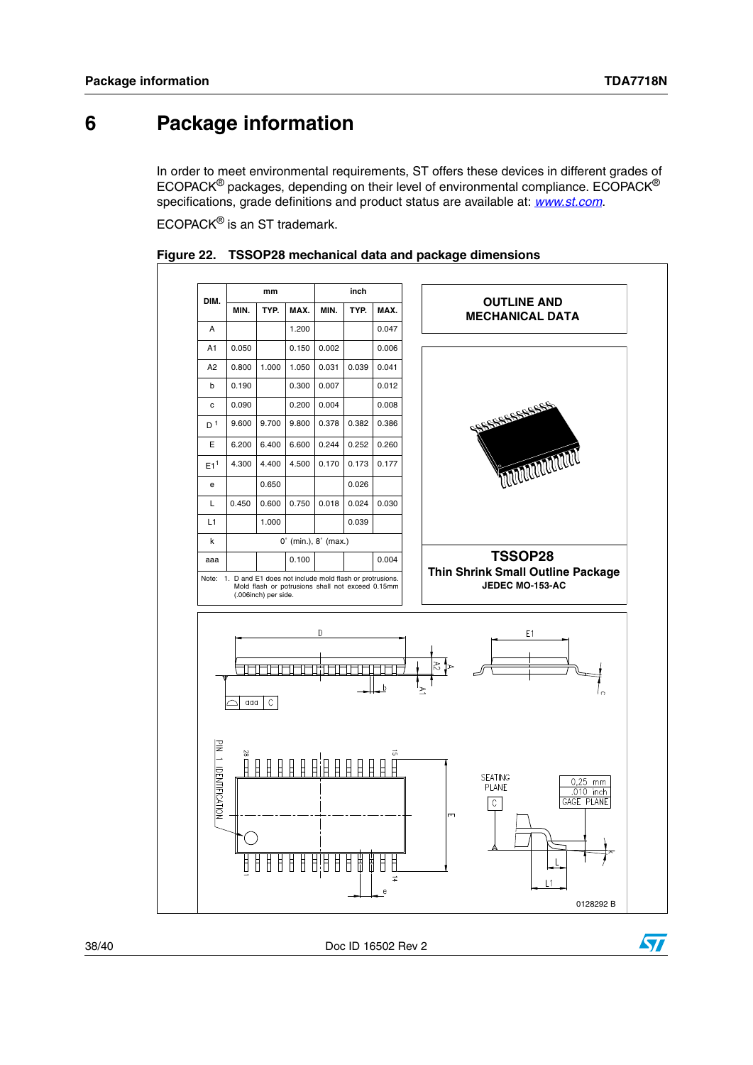# 6 Package information

In order to meet environmental requirements, ST offers these devices in different grades of ECOPACK® packages, depending on their level of environmental compliance. ECOPACK® specifications, grade definitions and product status are available at: *www.st.com*.

ECOPACK® is an ST trademark.

**Figure 22. TSSOP28 mechanical data and package dimensions**

| DIM. | mm | | | inch | | |
|---|---|---|---|---|---|---|
| | MIN. | TYP. | MAX. | MIN. | TYP. | MAX. |
| A | | | 1.200 | | | 0.047 |
| A1 | 0.050 | | 0.150 | 0.002 | | 0.006 |
| A2 | 0.800 | 1.000 | 1.050 | 0.031 | 0.039 | 0.041 |
| b | 0.190 | | 0.300 | 0.007 | | 0.012 |
| c | 0.090 | | 0.200 | 0.004 | | 0.008 |
| D [1] | 9.600 | 9.700 | 9.800 | 0.378 | 0.382 | 0.386 |
| E | 6.200 | 6.400 | 6.600 | 0.244 | 0.252 | 0.260 |
| E1 [1] | 4.300 | 4.400 | 4.500 | 0.170 | 0.173 | 0.177 |
| e | | 0.650 | | | 0.026 | |
| L | 0.450 | 0.600 | 0.750 | 0.018 | 0.024 | 0.030 |
| L1 | | 1.000 | | | 0.039 | |
| k | 0˚ (min.), 8˚ (max.) | | | | | |
| aaa | | | 0.100 | | | 0.004 |

Note: 1. D and E1 does not include mold flash or protrusions. Mold flash or potrusions shall not exceed 0.15mm (.006inch) per side.

**OUTLINE AND MECHANICAL DATA**

**TSSOP28**
**Thin Shrink Small Outline Package**
**JEDEC MO-153-AC**

0128292 B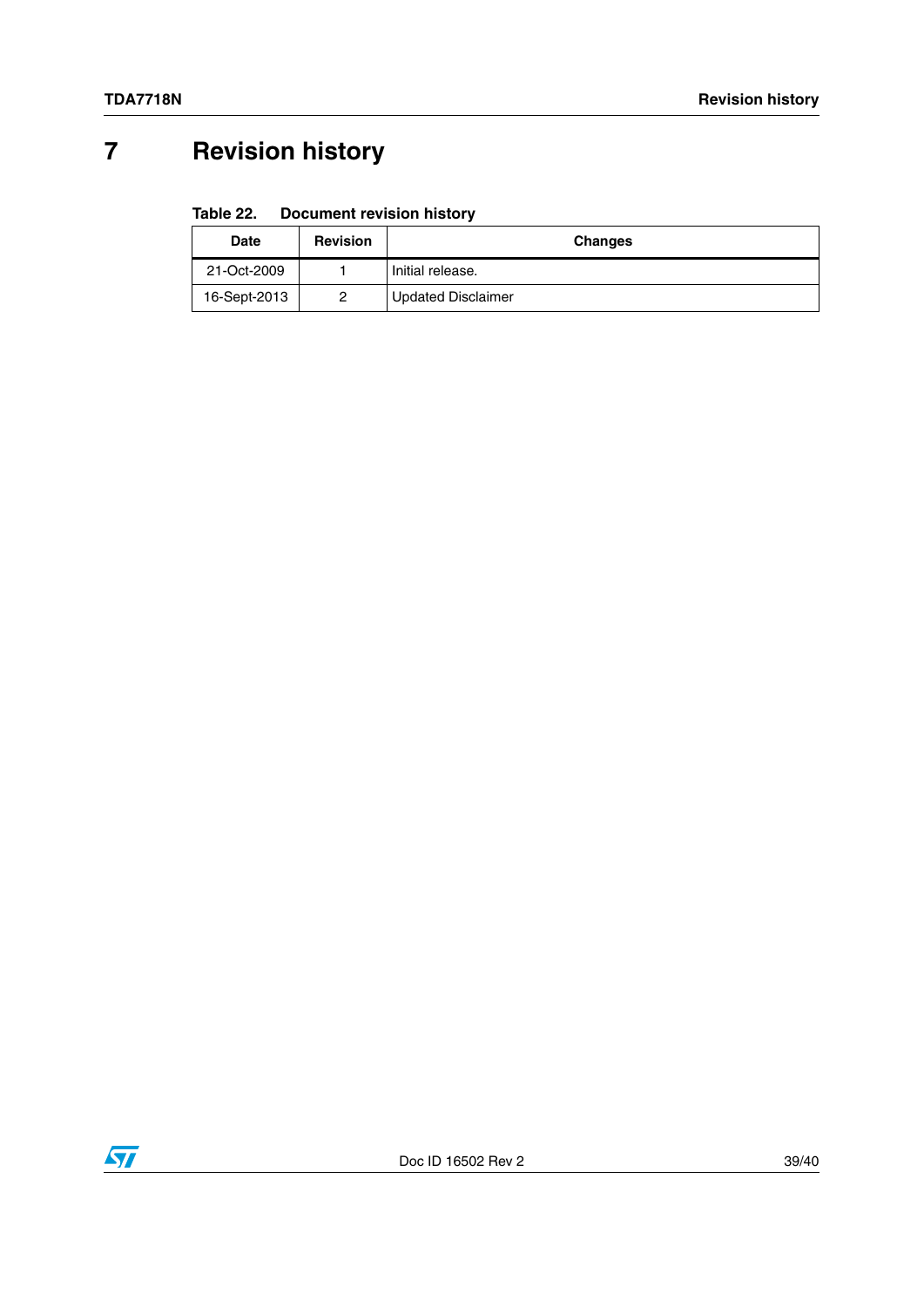# 7 Revision history

**Table 22. Document revision history**

| Date | Revision | Changes |
|---|---|---|
| 21-Oct-2009 | 1 | Initial release. |
| 16-Sept-2013 | 2 | Updated Disclaimer |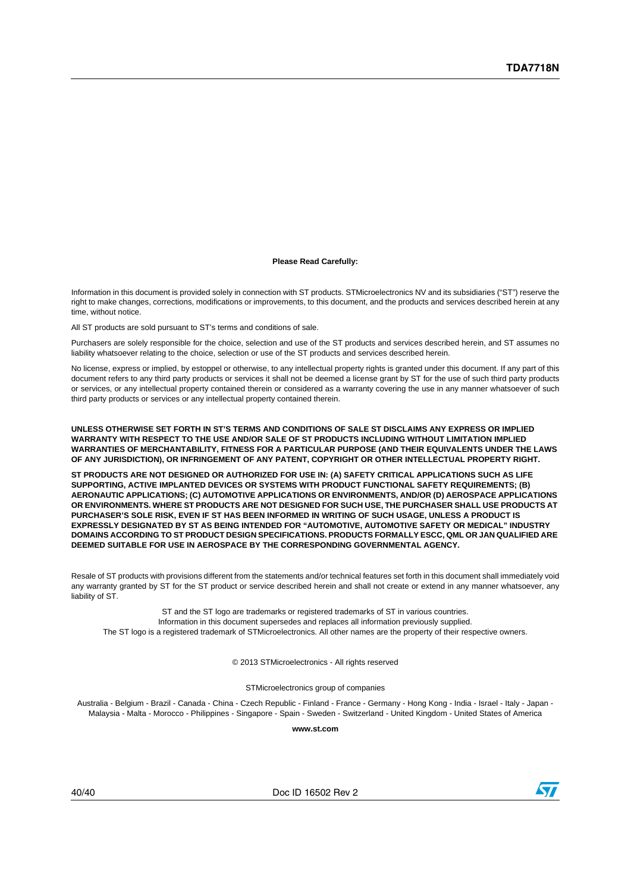**Please Read Carefully:**

Information in this document is provided solely in connection with ST products. STMicroelectronics NV and its subsidiaries ("ST") reserve the right to make changes, corrections, modifications or improvements, to this document, and the products and services described herein at any time, without notice.

All ST products are sold pursuant to ST's terms and conditions of sale.

Purchasers are solely responsible for the choice, selection and use of the ST products and services described herein, and ST assumes no liability whatsoever relating to the choice, selection or use of the ST products and services described herein.

No license, express or implied, by estoppel or otherwise, to any intellectual property rights is granted under this document. If any part of this document refers to any third party products or services it shall not be deemed a license grant by ST for the use of such third party products or services, or any intellectual property contained therein or considered as a warranty covering the use in any manner whatsoever of such third party products or services or any intellectual property contained therein.

**UNLESS OTHERWISE SET FORTH IN ST'S TERMS AND CONDITIONS OF SALE ST DISCLAIMS ANY EXPRESS OR IMPLIED WARRANTY WITH RESPECT TO THE USE AND/OR SALE OF ST PRODUCTS INCLUDING WITHOUT LIMITATION IMPLIED WARRANTIES OF MERCHANTABILITY, FITNESS FOR A PARTICULAR PURPOSE (AND THEIR EQUIVALENTS UNDER THE LAWS OF ANY JURISDICTION), OR INFRINGEMENT OF ANY PATENT, COPYRIGHT OR OTHER INTELLECTUAL PROPERTY RIGHT.**

**ST PRODUCTS ARE NOT DESIGNED OR AUTHORIZED FOR USE IN: (A) SAFETY CRITICAL APPLICATIONS SUCH AS LIFE SUPPORTING, ACTIVE IMPLANTED DEVICES OR SYSTEMS WITH PRODUCT FUNCTIONAL SAFETY REQUIREMENTS; (B) AERONAUTIC APPLICATIONS; (C) AUTOMOTIVE APPLICATIONS OR ENVIRONMENTS, AND/OR (D) AEROSPACE APPLICATIONS OR ENVIRONMENTS. WHERE ST PRODUCTS ARE NOT DESIGNED FOR SUCH USE, THE PURCHASER SHALL USE PRODUCTS AT PURCHASER'S SOLE RISK, EVEN IF ST HAS BEEN INFORMED IN WRITING OF SUCH USAGE, UNLESS A PRODUCT IS EXPRESSLY DESIGNATED BY ST AS BEING INTENDED FOR "AUTOMOTIVE, AUTOMOTIVE SAFETY OR MEDICAL" INDUSTRY DOMAINS ACCORDING TO ST PRODUCT DESIGN SPECIFICATIONS. PRODUCTS FORMALLY ESCC, QML OR JAN QUALIFIED ARE DEEMED SUITABLE FOR USE IN AEROSPACE BY THE CORRESPONDING GOVERNMENTAL AGENCY.**

Resale of ST products with provisions different from the statements and/or technical features set forth in this document shall immediately void any warranty granted by ST for the ST product or service described herein and shall not create or extend in any manner whatsoever, any liability of ST.

ST and the ST logo are trademarks or registered trademarks of ST in various countries.
Information in this document supersedes and replaces all information previously supplied.
The ST logo is a registered trademark of STMicroelectronics. All other names are the property of their respective owners.

© 2013 STMicroelectronics - All rights reserved

STMicroelectronics group of companies

Australia - Belgium - Brazil - Canada - China - Czech Republic - Finland - France - Germany - Hong Kong - India - Israel - Italy - Japan - Malaysia - Malta - Morocco - Philippines - Singapore - Spain - Sweden - Switzerland - United Kingdom - United States of America

**www.st.com**